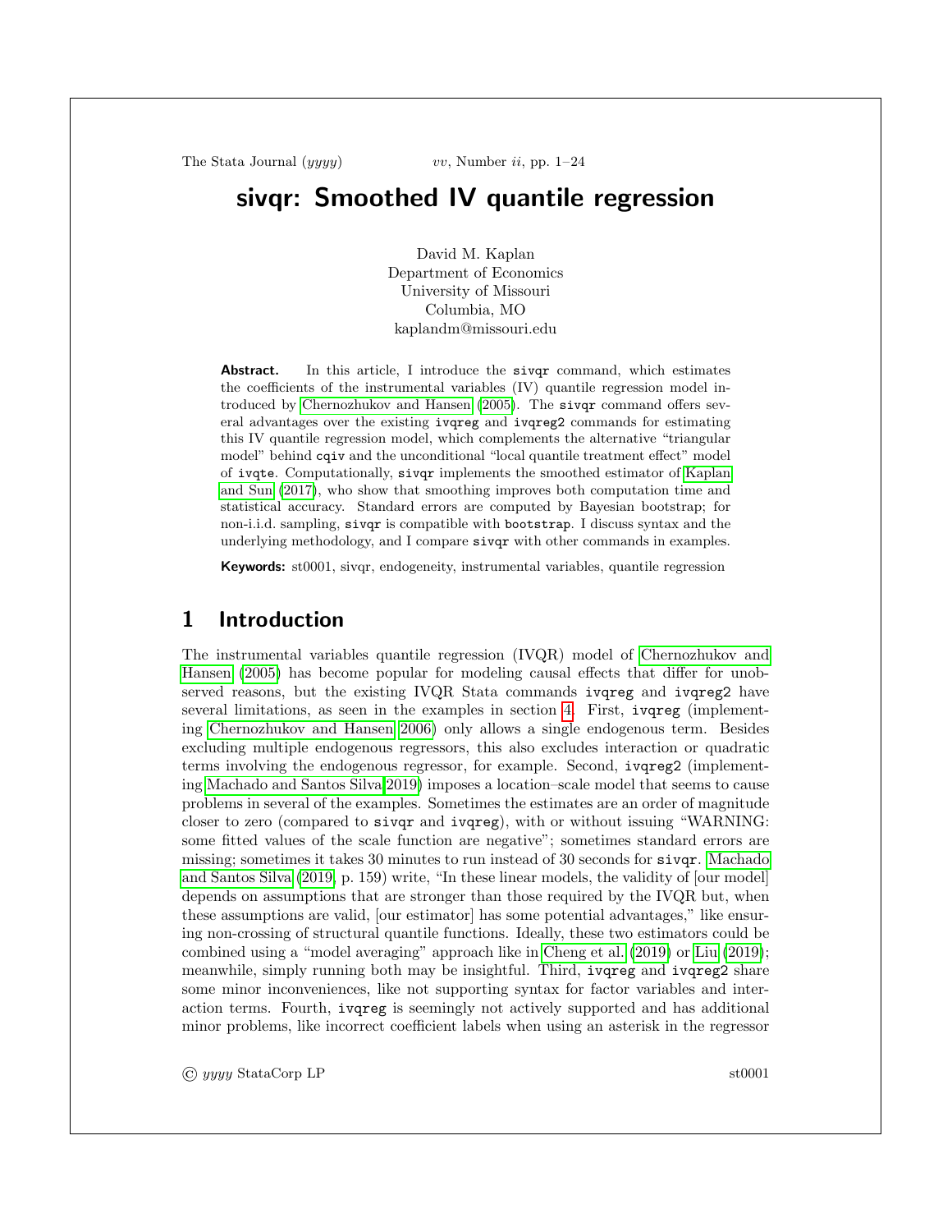# sivqr: Smoothed IV quantile regression

David M. Kaplan
Department of Economics
University of Missouri
Columbia, MO
kaplandm@missouri.edu

**Abstract.** In this article, I introduce the `sivqr` command, which estimates the coefficients of the instrumental variables (IV) quantile regression model introduced by Chernozhukov and Hansen (2005). The `sivqr` command offers several advantages over the existing `ivqreg` and `ivqreg2` commands for estimating this IV quantile regression model, which complements the alternative "triangular model" behind `cqiv` and the unconditional "local quantile treatment effect" model of `ivqte`. Computationally, `sivqr` implements the smoothed estimator of Kaplan and Sun (2017), who show that smoothing improves both computation time and statistical accuracy. Standard errors are computed by Bayesian bootstrap; for non-i.i.d. sampling, `sivqr` is compatible with `bootstrap`. I discuss syntax and the underlying methodology, and I compare `sivqr` with other commands in examples.

**Keywords:** st0001, sivqr, endogeneity, instrumental variables, quantile regression

## 1 Introduction

The instrumental variables quantile regression (IVQR) model of Chernozhukov and Hansen (2005) has become popular for modeling causal effects that differ for unobserved reasons, but the existing IVQR Stata commands `ivqreg` and `ivqreg2` have several limitations, as seen in the examples in section 4. First, `ivqreg` (implementing Chernozhukov and Hansen 2006) only allows a single endogenous term. Besides excluding multiple endogenous regressors, this also excludes interaction or quadratic terms involving the endogenous regressor, for example. Second, `ivqreg2` (implementing Machado and Santos Silva 2019) imposes a location–scale model that seems to cause problems in several of the examples. Sometimes the estimates are an order of magnitude closer to zero (compared to `sivqr` and `ivqreg`), with or without issuing "WARNING: some fitted values of the scale function are negative"; sometimes standard errors are missing; sometimes it takes 30 minutes to run instead of 30 seconds for `sivqr`. Machado and Santos Silva (2019, p. 159) write, "In these linear models, the validity of [our model] depends on assumptions that are stronger than those required by the IVQR but, when these assumptions are valid, [our estimator] has some potential advantages," like ensuring non-crossing of structural quantile functions. Ideally, these two estimators could be combined using a "model averaging" approach like in Cheng et al. (2019) or Liu (2019); meanwhile, simply running both may be insightful. Third, `ivqreg` and `ivqreg2` share some minor inconveniences, like not supporting syntax for factor variables and interaction terms. Fourth, `ivqreg` is seemingly not actively supported and has additional minor problems, like incorrect coefficient labels when using an asterisk in the regressor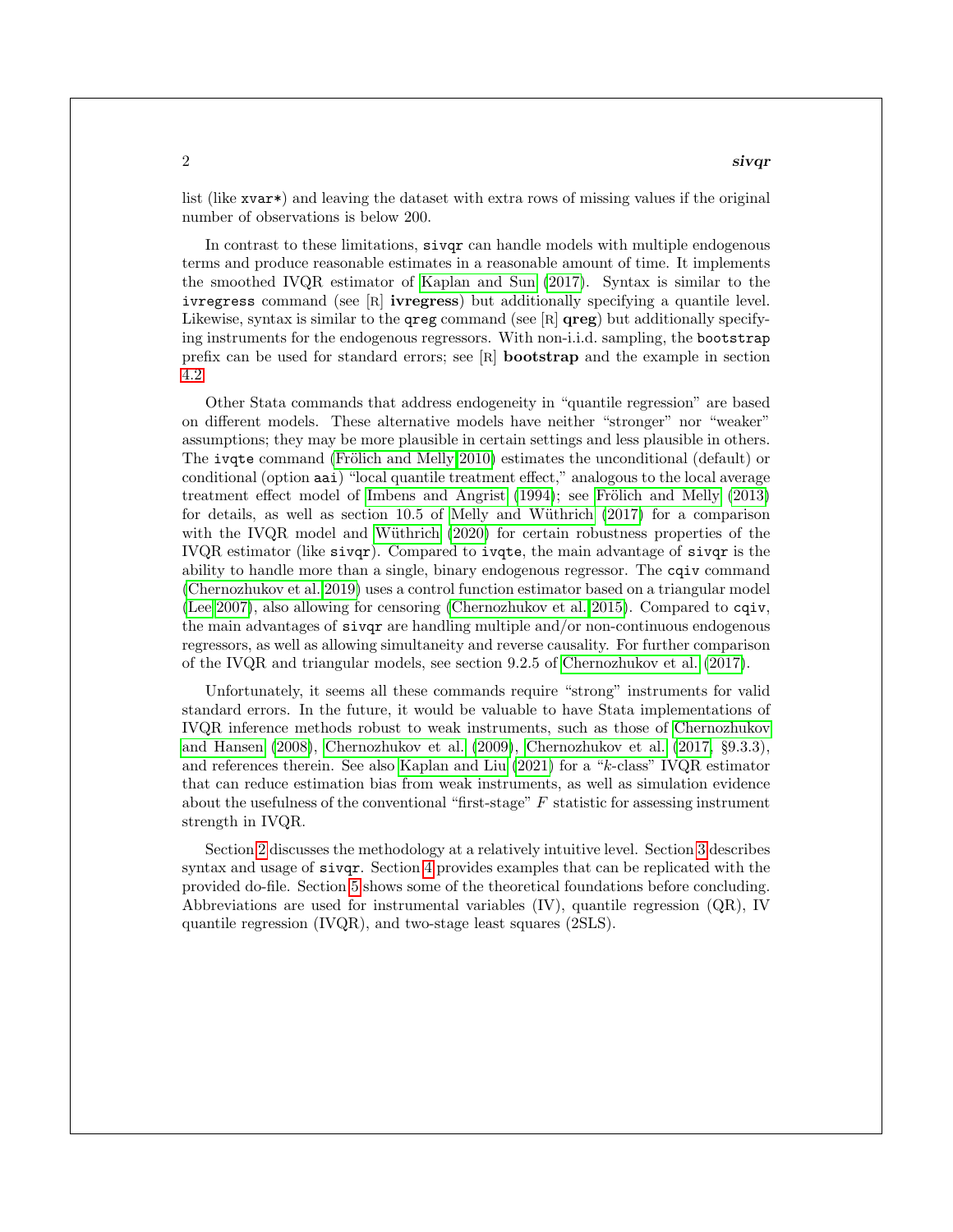list (like `xvar*`) and leaving the dataset with extra rows of missing values if the original number of observations is below 200.

In contrast to these limitations, `sivqr` can handle models with multiple endogenous terms and produce reasonable estimates in a reasonable amount of time. It implements the smoothed IVQR estimator of Kaplan and Sun (2017). Syntax is similar to the `ivregress` command (see [R] **ivregress**) but additionally specifying a quantile level. Likewise, syntax is similar to the `qreg` command (see [R] **qreg**) but additionally specifying instruments for the endogenous regressors. With non-i.i.d. sampling, the `bootstrap` prefix can be used for standard errors; see [R] **bootstrap** and the example in section 4.2.

Other Stata commands that address endogeneity in "quantile regression" are based on different models. These alternative models have neither "stronger" nor "weaker" assumptions; they may be more plausible in certain settings and less plausible in others. The `ivqte` command (Frölich and Melly 2010) estimates the unconditional (default) or conditional (option `aai`) "local quantile treatment effect," analogous to the local average treatment effect model of Imbens and Angrist (1994); see Frölich and Melly (2013) for details, as well as section 10.5 of Melly and Wüthrich (2017) for a comparison with the IVQR model and Wüthrich (2020) for certain robustness properties of the IVQR estimator (like `sivqr`). Compared to `ivqte`, the main advantage of `sivqr` is the ability to handle more than a single, binary endogenous regressor. The `cqiv` command (Chernozhukov et al. 2019) uses a control function estimator based on a triangular model (Lee 2007), also allowing for censoring (Chernozhukov et al. 2015). Compared to `cqiv`, the main advantages of `sivqr` are handling multiple and/or non-continuous endogenous regressors, as well as allowing simultaneity and reverse causality. For further comparison of the IVQR and triangular models, see section 9.2.5 of Chernozhukov et al. (2017).

Unfortunately, it seems all these commands require "strong" instruments for valid standard errors. In the future, it would be valuable to have Stata implementations of IVQR inference methods robust to weak instruments, such as those of Chernozhukov and Hansen (2008), Chernozhukov et al. (2009), Chernozhukov et al. (2017, §9.3.3), and references therein. See also Kaplan and Liu (2021) for a "$k$-class" IVQR estimator that can reduce estimation bias from weak instruments, as well as simulation evidence about the usefulness of the conventional "first-stage" $F$ statistic for assessing instrument strength in IVQR.

Section 2 discusses the methodology at a relatively intuitive level. Section 3 describes syntax and usage of `sivqr`. Section 4 provides examples that can be replicated with the provided do-file. Section 5 shows some of the theoretical foundations before concluding. Abbreviations are used for instrumental variables (IV), quantile regression (QR), IV quantile regression (IVQR), and two-stage least squares (2SLS).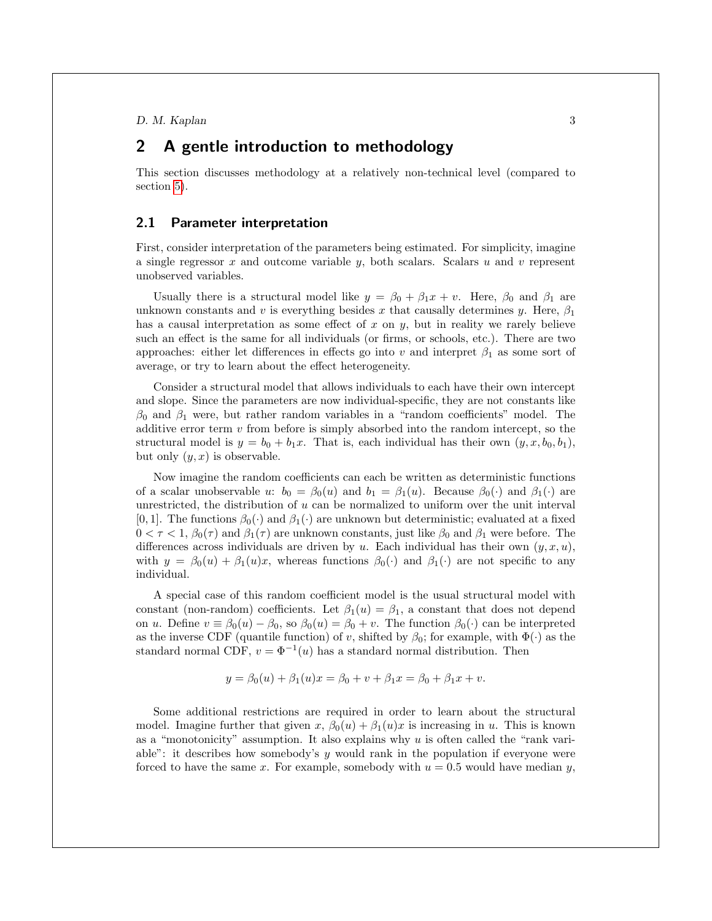## 2 A gentle introduction to methodology

This section discusses methodology at a relatively non-technical level (compared to section 5).

### 2.1 Parameter interpretation

First, consider interpretation of the parameters being estimated. For simplicity, imagine a single regressor $x$ and outcome variable $y$, both scalars. Scalars $u$ and $v$ represent unobserved variables.

Usually there is a structural model like $y = \beta_0 + \beta_1 x + v$. Here, $\beta_0$ and $\beta_1$ are unknown constants and $v$ is everything besides $x$ that causally determines $y$. Here, $\beta_1$ has a causal interpretation as some effect of $x$ on $y$, but in reality we rarely believe such an effect is the same for all individuals (or firms, or schools, etc.). There are two approaches: either let differences in effects go into $v$ and interpret $\beta_1$ as some sort of average, or try to learn about the effect heterogeneity.

Consider a structural model that allows individuals to each have their own intercept and slope. Since the parameters are now individual-specific, they are not constants like $\beta_0$ and $\beta_1$ were, but rather random variables in a "random coefficients" model. The additive error term $v$ from before is simply absorbed into the random intercept, so the structural model is $y = b_0 + b_1 x$. That is, each individual has their own $(y, x, b_0, b_1)$, but only $(y, x)$ is observable.

Now imagine the random coefficients can each be written as deterministic functions of a scalar unobservable $u$: $b_0 = \beta_0(u)$ and $b_1 = \beta_1(u)$. Because $\beta_0(\cdot)$ and $\beta_1(\cdot)$ are unrestricted, the distribution of $u$ can be normalized to uniform over the unit interval $[0, 1]$. The functions $\beta_0(\cdot)$ and $\beta_1(\cdot)$ are unknown but deterministic; evaluated at a fixed $0 < \tau < 1$, $\beta_0(\tau)$ and $\beta_1(\tau)$ are unknown constants, just like $\beta_0$ and $\beta_1$ were before. The differences across individuals are driven by $u$. Each individual has their own $(y, x, u)$, with $y = \beta_0(u) + \beta_1(u)x$, whereas functions $\beta_0(\cdot)$ and $\beta_1(\cdot)$ are not specific to any individual.

A special case of this random coefficient model is the usual structural model with constant (non-random) coefficients. Let $\beta_1(u) = \beta_1$, a constant that does not depend on $u$. Define $v \equiv \beta_0(u) - \beta_0$, so $\beta_0(u) = \beta_0 + v$. The function $\beta_0(\cdot)$ can be interpreted as the inverse CDF (quantile function) of $v$, shifted by $\beta_0$; for example, with $\Phi(\cdot)$ as the standard normal CDF, $v = \Phi^{-1}(u)$ has a standard normal distribution. Then

$$y = \beta_0(u) + \beta_1(u)x = \beta_0 + v + \beta_1 x = \beta_0 + \beta_1 x + v.$$

Some additional restrictions are required in order to learn about the structural model. Imagine further that given $x$, $\beta_0(u) + \beta_1(u)x$ is increasing in $u$. This is known as a "monotonicity" assumption. It also explains why $u$ is often called the "rank variable": it describes how somebody's $y$ would rank in the population if everyone were forced to have the same $x$. For example, somebody with $u = 0.5$ would have median $y$,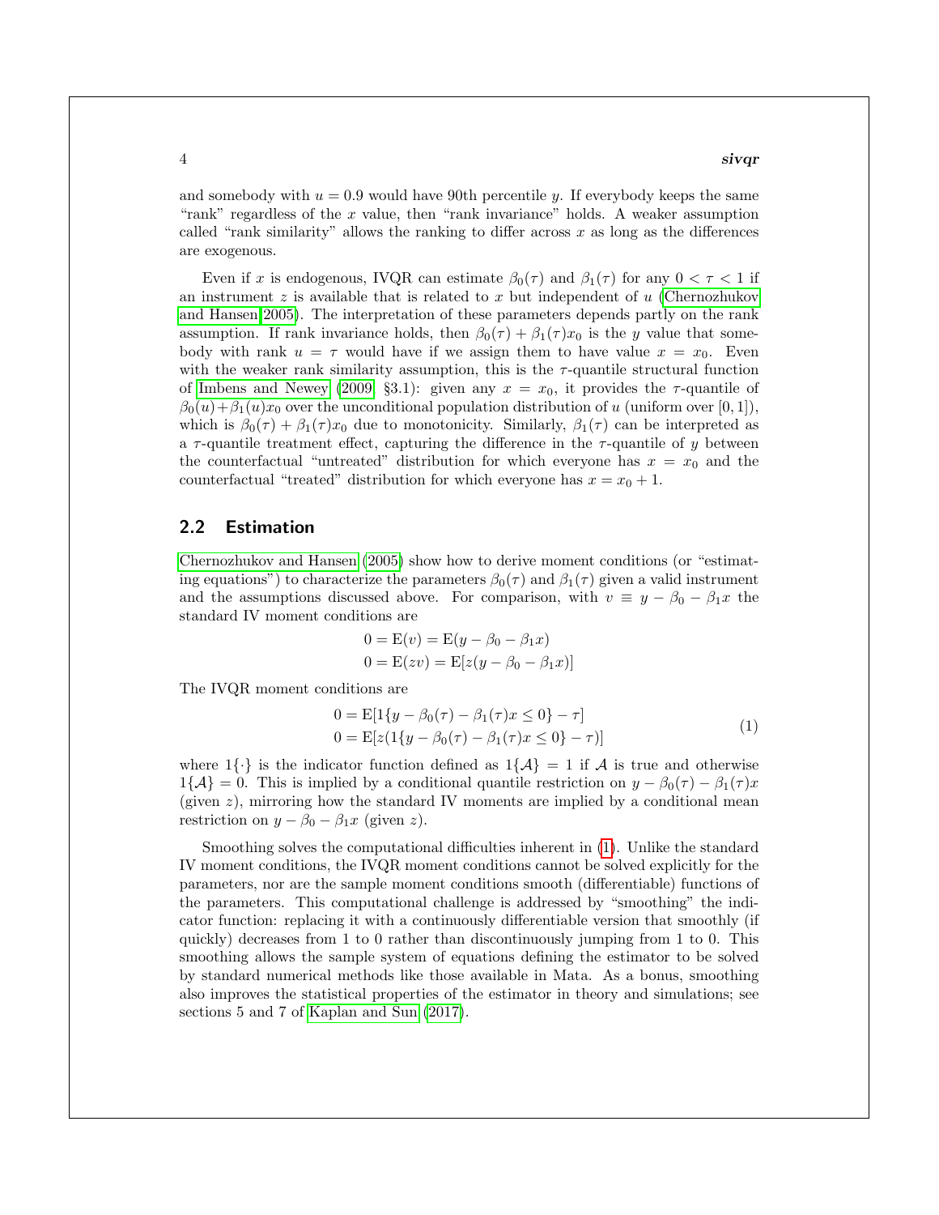and somebody with $u = 0.9$ would have 90th percentile $y$. If everybody keeps the same "rank" regardless of the $x$ value, then "rank invariance" holds. A weaker assumption called "rank similarity" allows the ranking to differ across $x$ as long as the differences are exogenous.

Even if $x$ is endogenous, IVQR can estimate $\beta_0(\tau)$ and $\beta_1(\tau)$ for any $0 < \tau < 1$ if an instrument $z$ is available that is related to $x$ but independent of $u$ (Chernozhukov and Hansen 2005). The interpretation of these parameters depends partly on the rank assumption. If rank invariance holds, then $\beta_0(\tau) + \beta_1(\tau)x_0$ is the $y$ value that somebody with rank $u = \tau$ would have if we assign them to have value $x = x_0$. Even with the weaker rank similarity assumption, this is the $\tau$-quantile structural function of Imbens and Newey (2009, §3.1): given any $x = x_0$, it provides the $\tau$-quantile of $\beta_0(u)+\beta_1(u)x_0$ over the unconditional population distribution of $u$ (uniform over $[0, 1]$), which is $\beta_0(\tau) + \beta_1(\tau)x_0$ due to monotonicity. Similarly, $\beta_1(\tau)$ can be interpreted as a $\tau$-quantile treatment effect, capturing the difference in the $\tau$-quantile of $y$ between the counterfactual "untreated" distribution for which everyone has $x = x_0$ and the counterfactual "treated" distribution for which everyone has $x = x_0 + 1$.

## 2.2 Estimation

Chernozhukov and Hansen (2005) show how to derive moment conditions (or "estimating equations") to characterize the parameters $\beta_0(\tau)$ and $\beta_1(\tau)$ given a valid instrument and the assumptions discussed above. For comparison, with $v \equiv y - \beta_0 - \beta_1 x$ the standard IV moment conditions are

$$
\begin{aligned}
0 &= \mathrm{E}(v) = \mathrm{E}(y - \beta_0 - \beta_1 x) \\
0 &= \mathrm{E}(zv) = \mathrm{E}[z(y - \beta_0 - \beta_1 x)]
\end{aligned}
$$

The IVQR moment conditions are

$$
\begin{aligned}
0 &= \mathrm{E}[1\{y - \beta_0(\tau) - \beta_1(\tau)x \le 0\} - \tau] \\
0 &= \mathrm{E}[z(1\{y - \beta_0(\tau) - \beta_1(\tau)x \le 0\} - \tau)]
\end{aligned}
\tag{1}
$$

where $1\{\cdot\}$ is the indicator function defined as $1\{\mathcal{A}\} = 1$ if $\mathcal{A}$ is true and otherwise $1\{\mathcal{A}\} = 0$. This is implied by a conditional quantile restriction on $y - \beta_0(\tau) - \beta_1(\tau)x$ (given $z$), mirroring how the standard IV moments are implied by a conditional mean restriction on $y - \beta_0 - \beta_1 x$ (given $z$).

Smoothing solves the computational difficulties inherent in (1). Unlike the standard IV moment conditions, the IVQR moment conditions cannot be solved explicitly for the parameters, nor are the sample moment conditions smooth (differentiable) functions of the parameters. This computational challenge is addressed by "smoothing" the indicator function: replacing it with a continuously differentiable version that smoothly (if quickly) decreases from 1 to 0 rather than discontinuously jumping from 1 to 0. This smoothing allows the sample system of equations defining the estimator to be solved by standard numerical methods like those available in Mata. As a bonus, smoothing also improves the statistical properties of the estimator in theory and simulations; see sections 5 and 7 of Kaplan and Sun (2017).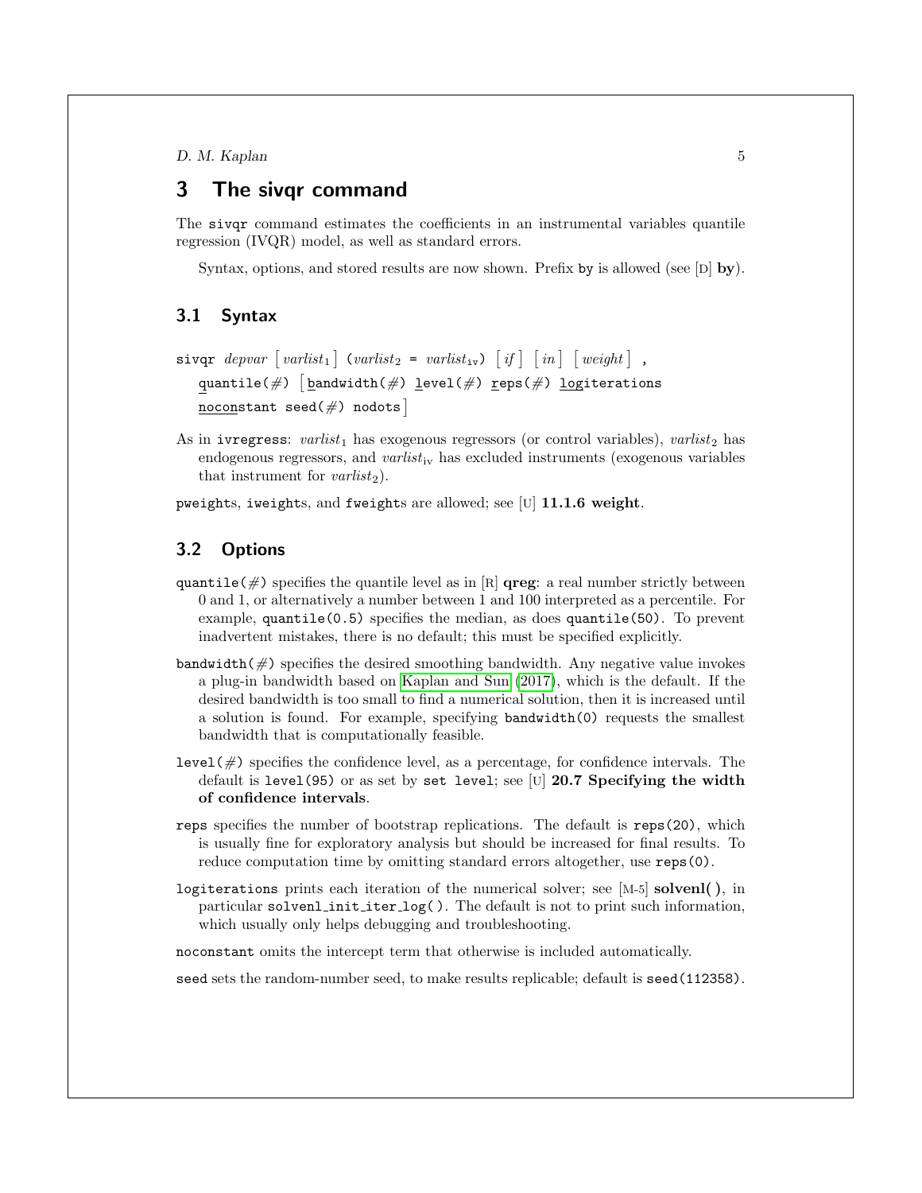## 3 The sivqr command

The sivqr command estimates the coefficients in an instrumental variables quantile regression (IVQR) model, as well as standard errors.

Syntax, options, and stored results are now shown. Prefix by is allowed (see [D] **by**).

### 3.1 Syntax

sivqr *depvar* [ *varlist*$_1$ ] (*varlist*$_2$ = *varlist*$_{\text{iv}}$) [ *if* ] [ *in* ] [ *weight* ] ,
    quantile(#) [ bandwidth(#) level(#) reps(#) logiterations
    noconstant seed(#) nodots ]

As in ivregress: *varlist*$_1$ has exogenous regressors (or control variables), *varlist*$_2$ has endogenous regressors, and *varlist*$_{\text{iv}}$ has excluded instruments (exogenous variables that instrument for *varlist*$_2$).

pweights, iweights, and fweights are allowed; see [U] **11.1.6 weight**.

### 3.2 Options

quantile(#) specifies the quantile level as in [R] **qreg**: a real number strictly between 0 and 1, or alternatively a number between 1 and 100 interpreted as a percentile. For example, quantile(0.5) specifies the median, as does quantile(50). To prevent inadvertent mistakes, there is no default; this must be specified explicitly.

bandwidth(#) specifies the desired smoothing bandwidth. Any negative value invokes a plug-in bandwidth based on Kaplan and Sun (2017), which is the default. If the desired bandwidth is too small to find a numerical solution, then it is increased until a solution is found. For example, specifying bandwidth(0) requests the smallest bandwidth that is computationally feasible.

level(#) specifies the confidence level, as a percentage, for confidence intervals. The default is level(95) or as set by set level; see [U] **20.7 Specifying the width of confidence intervals**.

reps specifies the number of bootstrap replications. The default is reps(20), which is usually fine for exploratory analysis but should be increased for final results. To reduce computation time by omitting standard errors altogether, use reps(0).

logiterations prints each iteration of the numerical solver; see [M-5] **solvenl()**, in particular solvenl_init_iter_log(). The default is not to print such information, which usually only helps debugging and troubleshooting.

noconstant omits the intercept term that otherwise is included automatically.

seed sets the random-number seed, to make results replicable; default is seed(112358).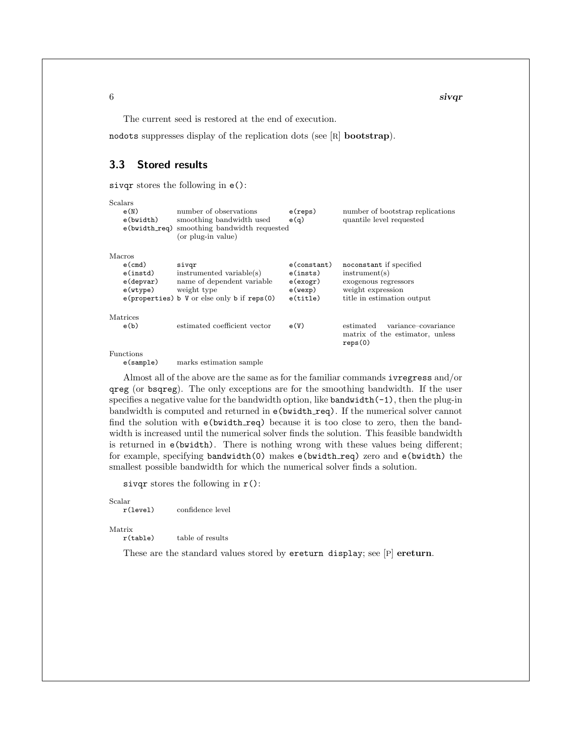The current seed is restored at the end of execution.

`nodots` suppresses display of the replication dots (see [R] **bootstrap**).

## 3.3 Stored results

`sivqr` stores the following in `e()`:

Scalars

| | | | |
|---|---|---|---|
| `e(N)` | number of observations | `e(reps)` | number of bootstrap replications |
| `e(bwidth)` | smoothing bandwidth used | `e(q)` | quantile level requested |
| `e(bwidth_req)` | smoothing bandwidth requested (or plug-in value) | | |

Macros

| | | | |
|---|---|---|---|
| `e(cmd)` | `sivqr` | `e(constant)` | `noconstant` if specified |
| `e(instd)` | instrumented variable(s) | `e(insts)` | instrument(s) |
| `e(depvar)` | name of dependent variable | `e(exogr)` | exogenous regressors |
| `e(wtype)` | weight type | `e(wexp)` | weight expression |
| `e(properties)` | `b V` or else only `b` if `reps(0)` | `e(title)` | title in estimation output |

Matrices

| | | | |
|---|---|---|---|
| `e(b)` | estimated coefficient vector | `e(V)` | estimated variance–covariance matrix of the estimator, unless `reps(0)` |

Functions

| | |
|---|---|
| `e(sample)` | marks estimation sample |

Almost all of the above are the same as for the familiar commands `ivregress` and/or `qreg` (or `bsqreg`). The only exceptions are for the smoothing bandwidth. If the user specifies a negative value for the bandwidth option, like `bandwidth(-1)`, then the plug-in bandwidth is computed and returned in `e(bwidth_req)`. If the numerical solver cannot find the solution with `e(bwidth_req)` because it is too close to zero, then the bandwidth is increased until the numerical solver finds the solution. This feasible bandwidth is returned in `e(bwidth)`. There is nothing wrong with these values being different; for example, specifying `bandwidth(0)` makes `e(bwidth_req)` zero and `e(bwidth)` the smallest possible bandwidth for which the numerical solver finds a solution.

`sivqr` stores the following in `r()`:

Scalar

| | |
|---|---|
| `r(level)` | confidence level |

Matrix

| | |
|---|---|
| `r(table)` | table of results |

These are the standard values stored by `ereturn display`; see [P] **ereturn**.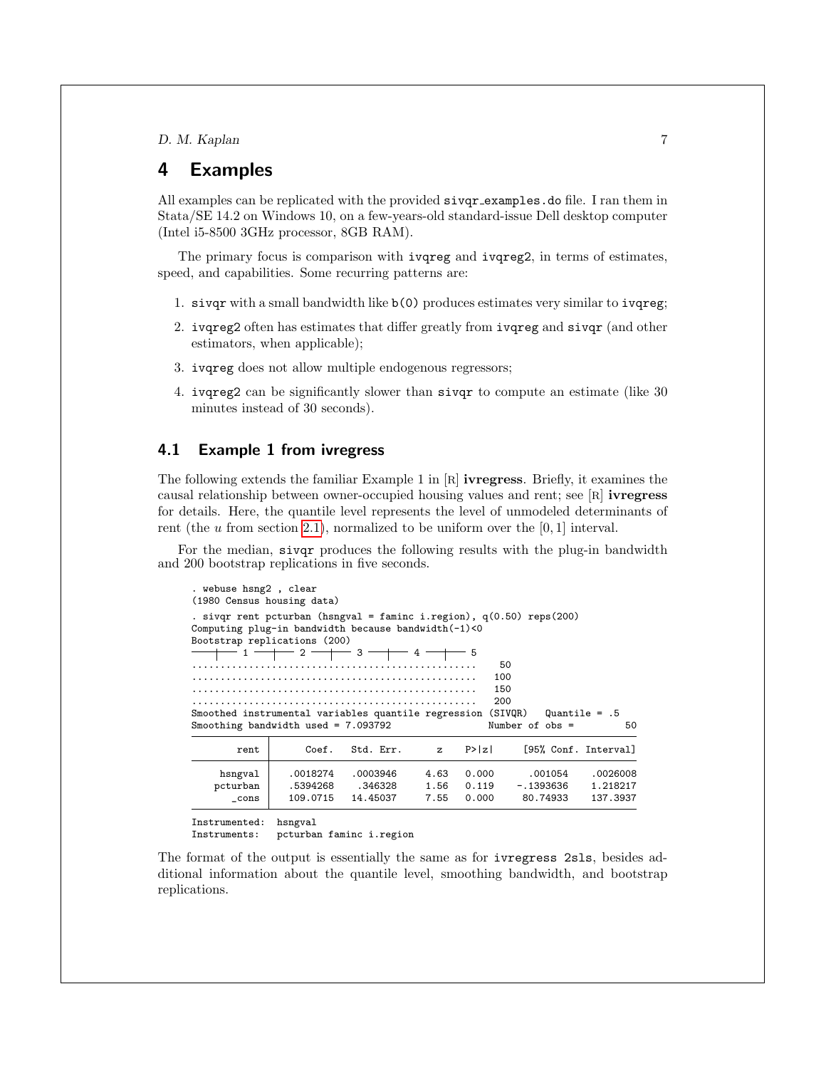## 4 Examples

All examples can be replicated with the provided `sivqr_examples.do` file. I ran them in Stata/SE 14.2 on Windows 10, on a few-years-old standard-issue Dell desktop computer (Intel i5-8500 3GHz processor, 8GB RAM).

The primary focus is comparison with `ivqreg` and `ivqreg2`, in terms of estimates, speed, and capabilities. Some recurring patterns are:

1. `sivqr` with a small bandwidth like `b(0)` produces estimates very similar to `ivqreg`;
2. `ivqreg2` often has estimates that differ greatly from `ivqreg` and `sivqr` (and other estimators, when applicable);
3. `ivqreg` does not allow multiple endogenous regressors;
4. `ivqreg2` can be significantly slower than `sivqr` to compute an estimate (like 30 minutes instead of 30 seconds).

### 4.1 Example 1 from ivregress

The following extends the familiar Example 1 in [R] **ivregress**. Briefly, it examines the causal relationship between owner-occupied housing values and rent; see [R] **ivregress** for details. Here, the quantile level represents the level of unmodeled determinants of rent (the $u$ from section 2.1), normalized to be uniform over the $[0, 1]$ interval.

For the median, `sivqr` produces the following results with the plug-in bandwidth and 200 bootstrap replications in five seconds.

```
. webuse hsng2 , clear
(1980 Census housing data)
. sivqr rent pcturban (hsngval = faminc i.region), q(0.50) reps(200)
Computing plug-in bandwidth because bandwidth(-1)<0
Bootstrap replications (200)
----+--- 1 ---+--- 2 ---+--- 3 ---+--- 4 ---+--- 5
..................................................    50
..................................................   100
..................................................   150
..................................................   200
Smoothed instrumental variables quantile regression (SIVQR)   Quantile = .5
Smoothing bandwidth used = 7.093792              Number of obs =         50

------------------------------------------------------------------------------
        rent |      Coef.   Std. Err.      z    P>|z|     [95% Conf. Interval]
-------------+----------------------------------------------------------------
     hsngval |   .0018274   .0003946     4.63   0.000      .001054    .0026008
    pcturban |   .5394268    .346328     1.56   0.119    -.1393636    1.218217
       _cons |   109.0715   14.45037     7.55   0.000     80.74933    137.3937
------------------------------------------------------------------------------
Instrumented:  hsngval
Instruments:   pcturban faminc i.region
```

The format of the output is essentially the same as for `ivregress 2sls`, besides additional information about the quantile level, smoothing bandwidth, and bootstrap replications.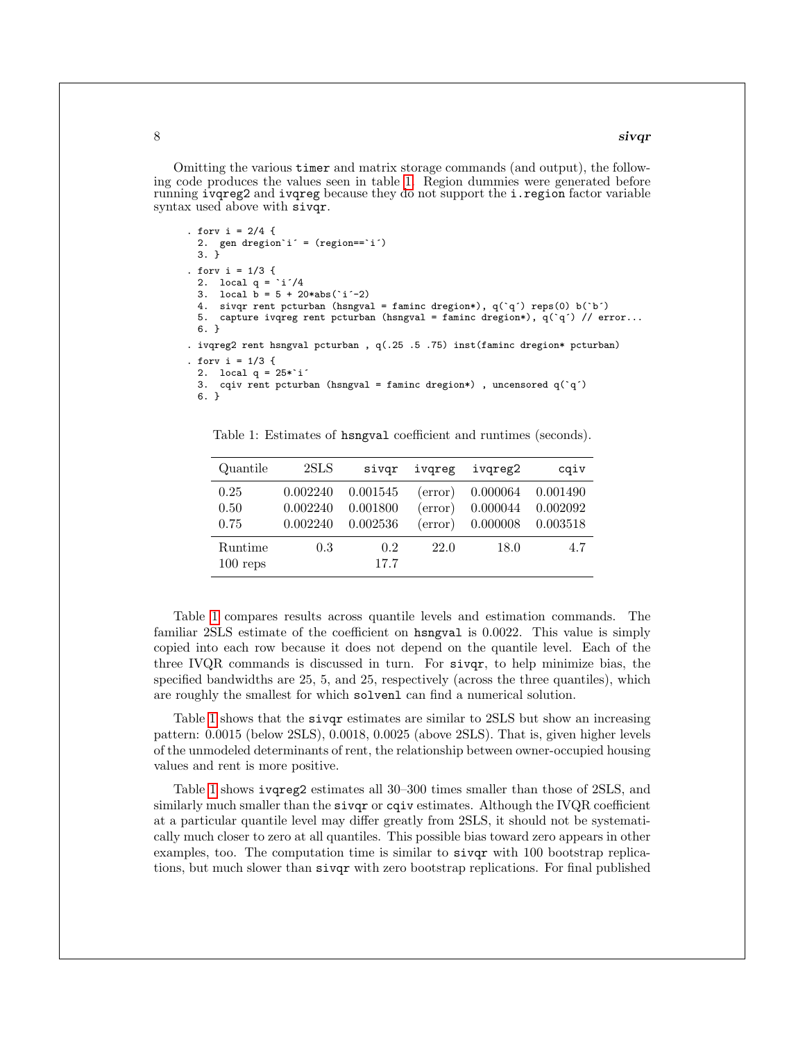Omitting the various `timer` and matrix storage commands (and output), the following code produces the values seen in table 1. Region dummies were generated before running `ivqreg2` and `ivqreg` because they do not support the `i.region` factor variable syntax used above with `sivqr`.

```
. forv i = 2/4 {
  2.  gen dregion`i´ = (region==`i´)
  3. }
. forv i = 1/3 {
  2.  local q = `i´/4
  3.  local b = 5 + 20*abs(`i´-2)
  4.  sivqr rent pcturban (hsngval = faminc dregion*), q(`q´) reps(0) b(`b´)
  5.  capture ivqreg rent pcturban (hsngval = faminc dregion*), q(`q´) // error...
  6. }
. ivqreg2 rent hsngval pcturban , q(.25 .5 .75) inst(faminc dregion* pcturban)
. forv i = 1/3 {
  2.  local q = 25*`i´
  3.  cqiv rent pcturban (hsngval = faminc dregion*) , uncensored q(`q´)
  6. }
```

Table 1: Estimates of `hsngval` coefficient and runtimes (seconds).

| Quantile | 2SLS | `sivqr` | `ivqreg` | `ivqreg2` | `cqiv` |
|---|---|---|---|---|---|
| 0.25 | 0.002240 | 0.001545 | (error) | 0.000064 | 0.001490 |
| 0.50 | 0.002240 | 0.001800 | (error) | 0.000044 | 0.002092 |
| 0.75 | 0.002240 | 0.002536 | (error) | 0.000008 | 0.003518 |
| Runtime | 0.3 | 0.2 | 22.0 | 18.0 | 4.7 |
| 100 reps | | 17.7 | | | |

Table 1 compares results across quantile levels and estimation commands. The familiar 2SLS estimate of the coefficient on `hsngval` is 0.0022. This value is simply copied into each row because it does not depend on the quantile level. Each of the three IVQR commands is discussed in turn. For `sivqr`, to help minimize bias, the specified bandwidths are 25, 5, and 25, respectively (across the three quantiles), which are roughly the smallest for which `solvenl` can find a numerical solution.

Table 1 shows that the `sivqr` estimates are similar to 2SLS but show an increasing pattern: 0.0015 (below 2SLS), 0.0018, 0.0025 (above 2SLS). That is, given higher levels of the unmodeled determinants of rent, the relationship between owner-occupied housing values and rent is more positive.

Table 1 shows `ivqreg2` estimates all 30–300 times smaller than those of 2SLS, and similarly much smaller than the `sivqr` or `cqiv` estimates. Although the IVQR coefficient at a particular quantile level may differ greatly from 2SLS, it should not be systematically much closer to zero at all quantiles. This possible bias toward zero appears in other examples, too. The computation time is similar to `sivqr` with 100 bootstrap replications, but much slower than `sivqr` with zero bootstrap replications. For final published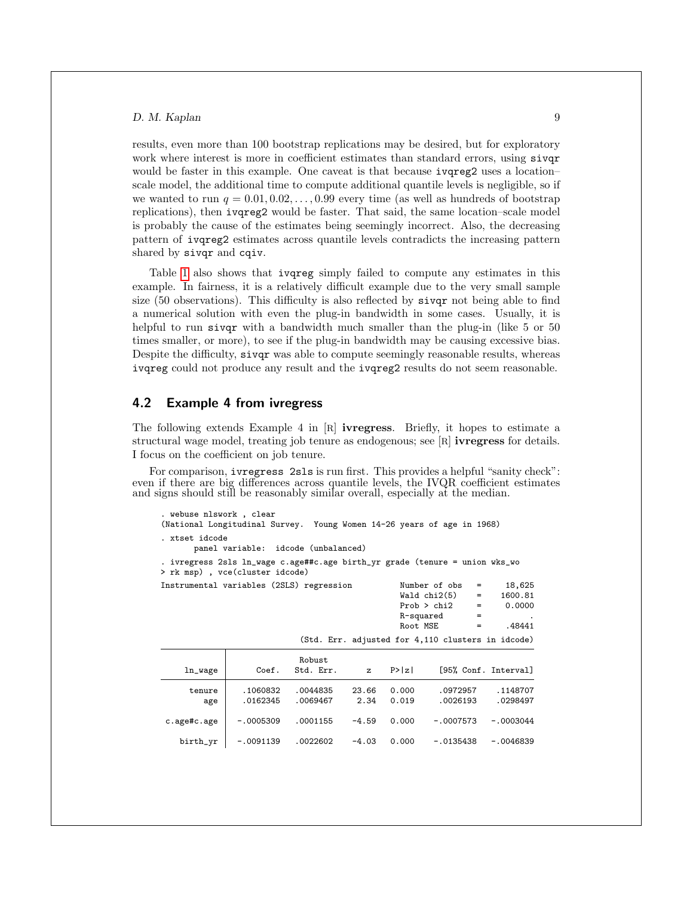results, even more than 100 bootstrap replications may be desired, but for exploratory work where interest is more in coefficient estimates than standard errors, using sivqr would be faster in this example. One caveat is that because ivqreg2 uses a location–scale model, the additional time to compute additional quantile levels is negligible, so if we wanted to run $q = 0.01, 0.02, \ldots, 0.99$ every time (as well as hundreds of bootstrap replications), then ivqreg2 would be faster. That said, the same location–scale model is probably the cause of the estimates being seemingly incorrect. Also, the decreasing pattern of ivqreg2 estimates across quantile levels contradicts the increasing pattern shared by sivqr and cqiv.

Table 1 also shows that ivqreg simply failed to compute any estimates in this example. In fairness, it is a relatively difficult example due to the very small sample size (50 observations). This difficulty is also reflected by sivqr not being able to find a numerical solution with even the plug-in bandwidth in some cases. Usually, it is helpful to run sivqr with a bandwidth much smaller than the plug-in (like 5 or 50 times smaller, or more), to see if the plug-in bandwidth may be causing excessive bias. Despite the difficulty, sivqr was able to compute seemingly reasonable results, whereas ivqreg could not produce any result and the ivqreg2 results do not seem reasonable.

## 4.2 Example 4 from ivregress

The following extends Example 4 in [R] **ivregress**. Briefly, it hopes to estimate a structural wage model, treating job tenure as endogenous; see [R] **ivregress** for details. I focus on the coefficient on job tenure.

For comparison, ivregress 2sls is run first. This provides a helpful "sanity check": even if there are big differences across quantile levels, the IVQR coefficient estimates and signs should still be reasonably similar overall, especially at the median.

```
. webuse nlswork , clear
(National Longitudinal Survey.  Young Women 14-26 years of age in 1968)
. xtset idcode
       panel variable:  idcode (unbalanced)
. ivregress 2sls ln_wage c.age##c.age birth_yr grade (tenure = union wks_wo
> rk msp) , vce(cluster idcode)
Instrumental variables (2SLS) regression          Number of obs   =     18,625
                                                  Wald chi2(5)    =    1600.81
                                                  Prob > chi2     =     0.0000
                                                  R-squared       =          .
                                                  Root MSE        =     .48441
                           (Std. Err. adjusted for 4,110 clusters in idcode)

------------------------------------------------------------------------------
             |               Robust
     ln_wage |      Coef.   Std. Err.      z    P>|z|     [95% Conf. Interval]
-------------+----------------------------------------------------------------
      tenure |   .1060832   .0044835    23.66   0.000     .0972957    .1148707
         age |   .0162345   .0069467     2.34   0.019     .0026193    .0298497
             |
 c.age#c.age |  -.0005309   .0001155    -4.59   0.000    -.0007573   -.0003044
             |
    birth_yr |  -.0091139   .0022602    -4.03   0.000    -.0135438   -.0046839
```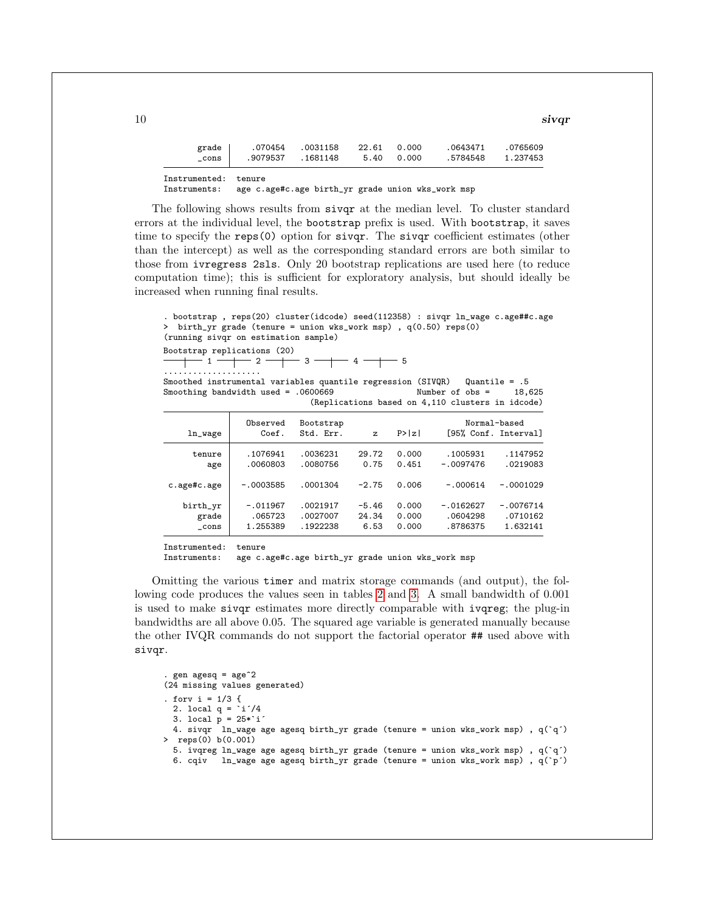```
       grade |    .070454   .0031158    22.61   0.000     .0643471    .0765609
       _cons |   .9079537   .1681148     5.40   0.000     .5784548    1.237453
------------------------------------------------------------------------------
Instrumented:  tenure
Instruments:   age c.age#c.age birth_yr grade union wks_work msp
```

The following shows results from sivqr at the median level. To cluster standard errors at the individual level, the bootstrap prefix is used. With bootstrap, it saves time to specify the reps(0) option for sivqr. The sivqr coefficient estimates (other than the intercept) as well as the corresponding standard errors are both similar to those from ivregress 2sls. Only 20 bootstrap replications are used here (to reduce computation time); this is sufficient for exploratory analysis, but should ideally be increased when running final results.

```
. bootstrap , reps(20) cluster(idcode) seed(112358) : sivqr ln_wage c.age##c.age
>  birth_yr grade (tenure = union wks_work msp) , q(0.50) reps(0)
(running sivqr on estimation sample)

Bootstrap replications (20)
----+--- 1 ---+--- 2 ---+--- 3 ---+--- 4 ---+--- 5
....................
Smoothed instrumental variables quantile regression (SIVQR)   Quantile = .5
Smoothing bandwidth used = .0600669               Number of obs =     18,625
                              (Replications based on 4,110 clusters in idcode)

------------------------------------------------------------------------------
             |   Observed   Bootstrap                         Normal-based
     ln_wage |      Coef.   Std. Err.      z    P>|z|     [95% Conf. Interval]
-------------+----------------------------------------------------------------
      tenure |   .1076941   .0036231    29.72   0.000     .1005931    .1147952
         age |   .0060803   .0080756     0.75   0.451    -.0097476    .0219083
             |
 c.age#c.age |  -.0003585   .0001304    -2.75   0.006     -.000614   -.0001029
             |
    birth_yr |   -.011967   .0021917    -5.46   0.000    -.0162627   -.0076714
       grade |    .065723   .0027007    24.34   0.000     .0604298    .0710162
       _cons |   1.255389   .1922238     6.53   0.000     .8786375    1.632141
------------------------------------------------------------------------------
Instrumented:  tenure
Instruments:   age c.age#c.age birth_yr grade union wks_work msp
```

Omitting the various timer and matrix storage commands (and output), the following code produces the values seen in tables 2 and 3. A small bandwidth of 0.001 is used to make sivqr estimates more directly comparable with ivqreg; the plug-in bandwidths are all above 0.05. The squared age variable is generated manually because the other IVQR commands do not support the factorial operator ## used above with sivqr.

```
. gen agesq = age^2
(24 missing values generated)
. forv i = 1/3 {
  2. local q = `i´/4
  3. local p = 25*`i´
  4. sivqr  ln_wage age agesq birth_yr grade (tenure = union wks_work msp) , q(`q´)
>  reps(0) b(0.001)
  5. ivqreg ln_wage age agesq birth_yr grade (tenure = union wks_work msp) , q(`q´)
  6. cqiv   ln_wage age agesq birth_yr grade (tenure = union wks_work msp) , q(`p´)
```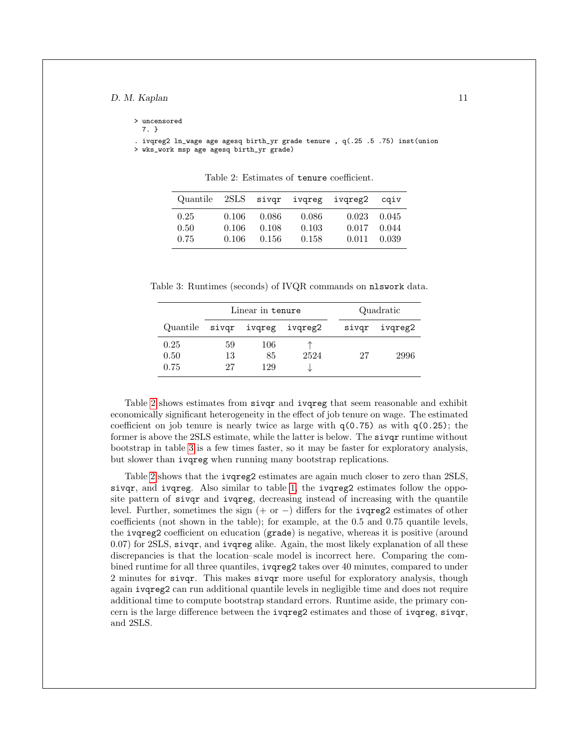```
> uncensored
  7. }
. ivqreg2 ln_wage age agesq birth_yr grade tenure , q(.25 .5 .75) inst(union
> wks_work msp age agesq birth_yr grade)
```

Table 2: Estimates of `tenure` coefficient.

| Quantile | 2SLS | `sivqr` | `ivqreg` | `ivqreg2` | `cqiv` |
|---|---|---|---|---|---|
| 0.25 | 0.106 | 0.086 | 0.086 | 0.023 | 0.045 |
| 0.50 | 0.106 | 0.108 | 0.103 | 0.017 | 0.044 |
| 0.75 | 0.106 | 0.156 | 0.158 | 0.011 | 0.039 |

Table 3: Runtimes (seconds) of IVQR commands on `nlswork` data.

| | Linear in `tenure` | | | Quadratic | |
|---|---|---|---|---|---|
| Quantile | `sivqr` | `ivqreg` | `ivqreg2` | `sivqr` | `ivqreg2` |
| 0.25 | 59 | 106 | ↑ | | |
| 0.50 | 13 | 85 | 2524 | 27 | 2996 |
| 0.75 | 27 | 129 | ↓ | | |

Table 2 shows estimates from `sivqr` and `ivqreg` that seem reasonable and exhibit economically significant heterogeneity in the effect of job tenure on wage. The estimated coefficient on job tenure is nearly twice as large with `q(0.75)` as with `q(0.25)`; the former is above the 2SLS estimate, while the latter is below. The `sivqr` runtime without bootstrap in table 3 is a few times faster, so it may be faster for exploratory analysis, but slower than `ivqreg` when running many bootstrap replications.

Table 2 shows that the `ivqreg2` estimates are again much closer to zero than 2SLS, `sivqr`, and `ivqreg`. Also similar to table 1, the `ivqreg2` estimates follow the opposite pattern of `sivqr` and `ivqreg`, decreasing instead of increasing with the quantile level. Further, sometimes the sign (+ or −) differs for the `ivqreg2` estimates of other coefficients (not shown in the table); for example, at the 0.5 and 0.75 quantile levels, the `ivqreg2` coefficient on education (`grade`) is negative, whereas it is positive (around 0.07) for 2SLS, `sivqr`, and `ivqreg` alike. Again, the most likely explanation of all these discrepancies is that the location–scale model is incorrect here. Comparing the combined runtime for all three quantiles, `ivqreg2` takes over 40 minutes, compared to under 2 minutes for `sivqr`. This makes `sivqr` more useful for exploratory analysis, though again `ivqreg2` can run additional quantile levels in negligible time and does not require additional time to compute bootstrap standard errors. Runtime aside, the primary concern is the large difference between the `ivqreg2` estimates and those of `ivqreg`, `sivqr`, and 2SLS.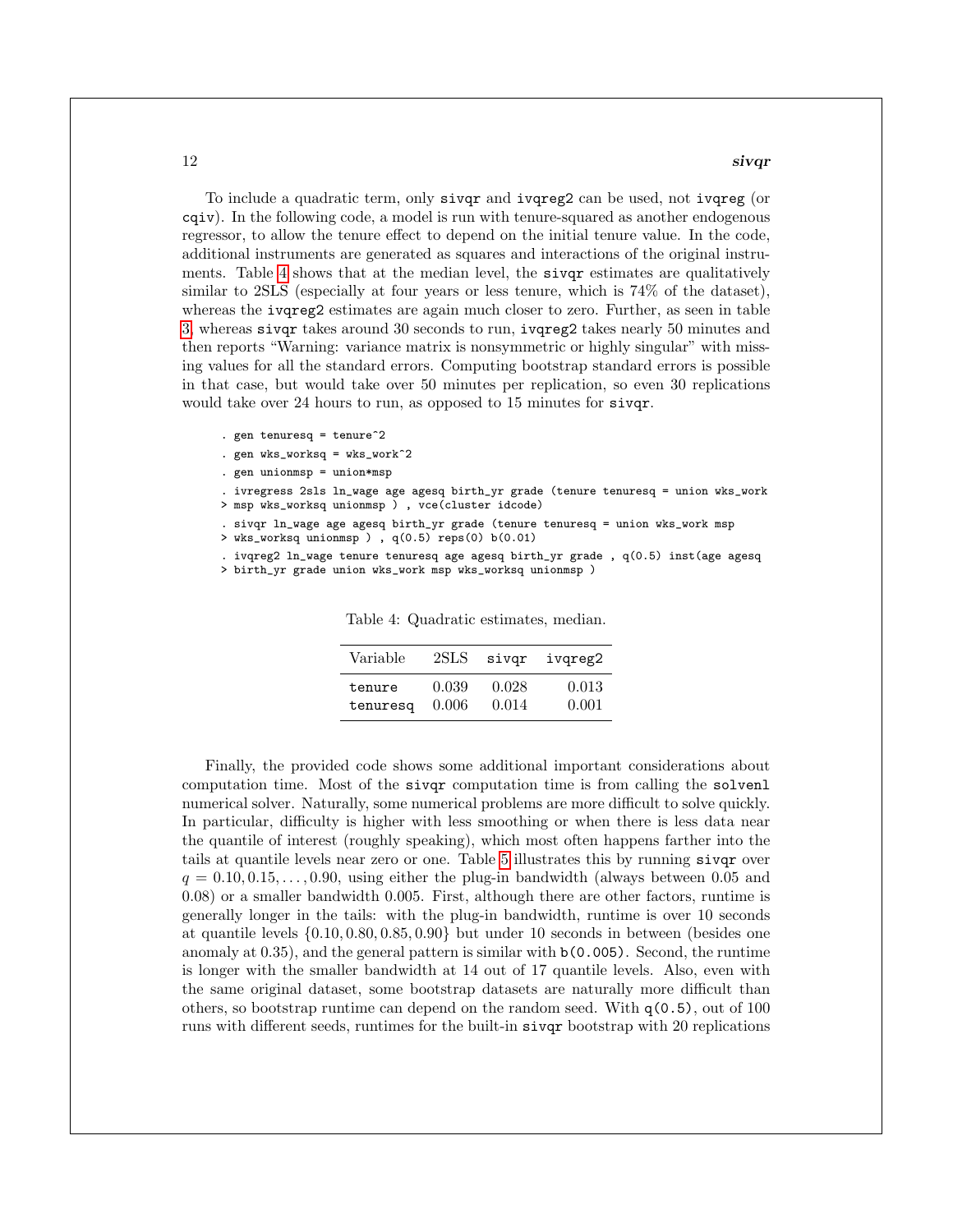To include a quadratic term, only `sivqr` and `ivqreg2` can be used, not `ivqreg` (or `cqiv`). In the following code, a model is run with tenure-squared as another endogenous regressor, to allow the tenure effect to depend on the initial tenure value. In the code, additional instruments are generated as squares and interactions of the original instruments. Table 4 shows that at the median level, the `sivqr` estimates are qualitatively similar to 2SLS (especially at four years or less tenure, which is 74% of the dataset), whereas the `ivqreg2` estimates are again much closer to zero. Further, as seen in table 3, whereas `sivqr` takes around 30 seconds to run, `ivqreg2` takes nearly 50 minutes and then reports "Warning: variance matrix is nonsymmetric or highly singular" with missing values for all the standard errors. Computing bootstrap standard errors is possible in that case, but would take over 50 minutes per replication, so even 30 replications would take over 24 hours to run, as opposed to 15 minutes for `sivqr`.

```
. gen tenuresq = tenure^2
. gen wks_worksq = wks_work^2
. gen unionmsp = union*msp
. ivregress 2sls ln_wage age agesq birth_yr grade (tenure tenuresq = union wks_work
> msp wks_worksq unionmsp ) , vce(cluster idcode)
. sivqr ln_wage age agesq birth_yr grade (tenure tenuresq = union wks_work msp
> wks_worksq unionmsp ) , q(0.5) reps(0) b(0.01)
. ivqreg2 ln_wage tenure tenuresq age agesq birth_yr grade , q(0.5) inst(age agesq
> birth_yr grade union wks_work msp wks_worksq unionmsp )
```

Table 4: Quadratic estimates, median.

| Variable | 2SLS | sivqr | ivqreg2 |
|---|---|---|---|
| tenure | 0.039 | 0.028 | 0.013 |
| tenuresq | 0.006 | 0.014 | 0.001 |

Finally, the provided code shows some additional important considerations about computation time. Most of the `sivqr` computation time is from calling the `solvenl` numerical solver. Naturally, some numerical problems are more difficult to solve quickly. In particular, difficulty is higher with less smoothing or when there is less data near the quantile of interest (roughly speaking), which most often happens farther into the tails at quantile levels near zero or one. Table 5 illustrates this by running `sivqr` over $q = 0.10, 0.15, \ldots, 0.90$, using either the plug-in bandwidth (always between 0.05 and 0.08) or a smaller bandwidth 0.005. First, although there are other factors, runtime is generally longer in the tails: with the plug-in bandwidth, runtime is over 10 seconds at quantile levels $\{0.10, 0.80, 0.85, 0.90\}$ but under 10 seconds in between (besides one anomaly at 0.35), and the general pattern is similar with `b(0.005)`. Second, the runtime is longer with the smaller bandwidth at 14 out of 17 quantile levels. Also, even with the same original dataset, some bootstrap datasets are naturally more difficult than others, so bootstrap runtime can depend on the random seed. With `q(0.5)`, out of 100 runs with different seeds, runtimes for the built-in `sivqr` bootstrap with 20 replications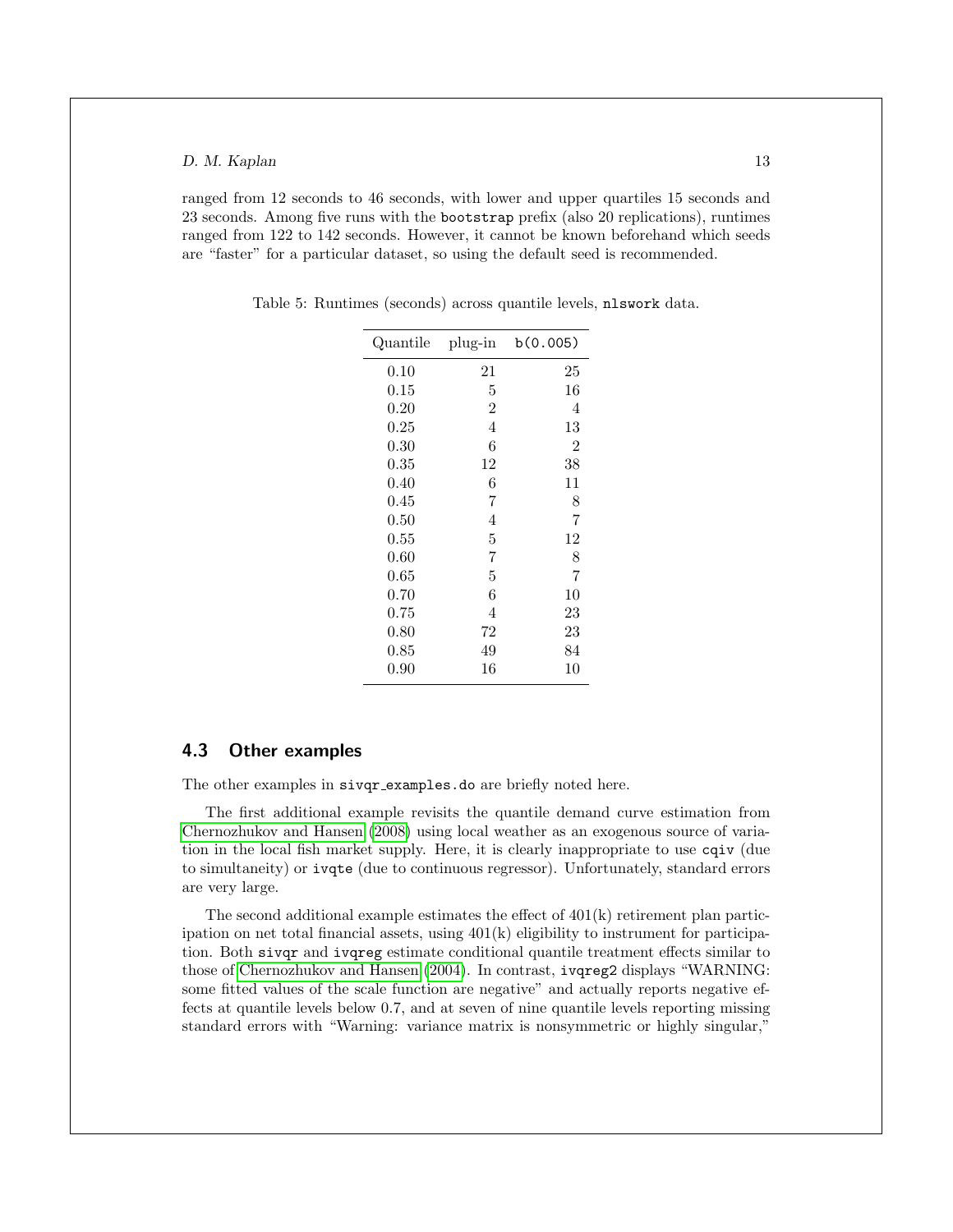ranged from 12 seconds to 46 seconds, with lower and upper quartiles 15 seconds and 23 seconds. Among five runs with the `bootstrap` prefix (also 20 replications), runtimes ranged from 122 to 142 seconds. However, it cannot be known beforehand which seeds are "faster" for a particular dataset, so using the default seed is recommended.

Table 5: Runtimes (seconds) across quantile levels, `nlswork` data.

| Quantile | plug-in | `b(0.005)` |
|---|---|---|
| 0.10 | 21 | 25 |
| 0.15 | 5 | 16 |
| 0.20 | 2 | 4 |
| 0.25 | 4 | 13 |
| 0.30 | 6 | 2 |
| 0.35 | 12 | 38 |
| 0.40 | 6 | 11 |
| 0.45 | 7 | 8 |
| 0.50 | 4 | 7 |
| 0.55 | 5 | 12 |
| 0.60 | 7 | 8 |
| 0.65 | 5 | 7 |
| 0.70 | 6 | 10 |
| 0.75 | 4 | 23 |
| 0.80 | 72 | 23 |
| 0.85 | 49 | 84 |
| 0.90 | 16 | 10 |

### 4.3 Other examples

The other examples in `sivqr_examples.do` are briefly noted here.

The first additional example revisits the quantile demand curve estimation from Chernozhukov and Hansen (2008) using local weather as an exogenous source of variation in the local fish market supply. Here, it is clearly inappropriate to use `cqiv` (due to simultaneity) or `ivqte` (due to continuous regressor). Unfortunately, standard errors are very large.

The second additional example estimates the effect of 401(k) retirement plan participation on net total financial assets, using 401(k) eligibility to instrument for participation. Both `sivqr` and `ivqreg` estimate conditional quantile treatment effects similar to those of Chernozhukov and Hansen (2004). In contrast, `ivqreg2` displays "WARNING: some fitted values of the scale function are negative" and actually reports negative effects at quantile levels below 0.7, and at seven of nine quantile levels reporting missing standard errors with "Warning: variance matrix is nonsymmetric or highly singular,"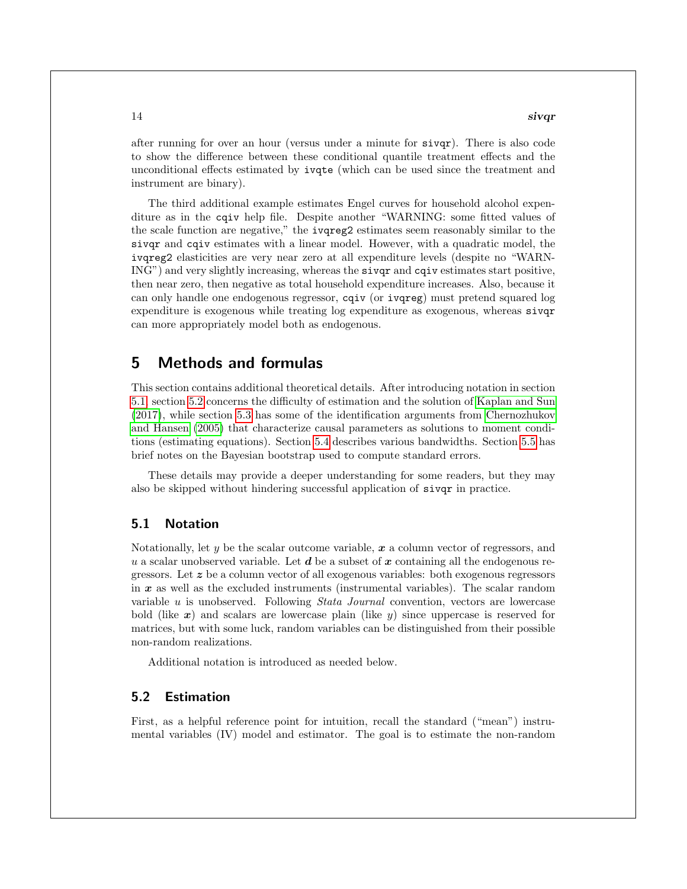after running for over an hour (versus under a minute for `sivqr`). There is also code to show the difference between these conditional quantile treatment effects and the unconditional effects estimated by `ivqte` (which can be used since the treatment and instrument are binary).

The third additional example estimates Engel curves for household alcohol expenditure as in the `cqiv` help file. Despite another "WARNING: some fitted values of the scale function are negative," the `ivqreg2` estimates seem reasonably similar to the `sivqr` and `cqiv` estimates with a linear model. However, with a quadratic model, the `ivqreg2` elasticities are very near zero at all expenditure levels (despite no "WARNING") and very slightly increasing, whereas the `sivqr` and `cqiv` estimates start positive, then near zero, then negative as total household expenditure increases. Also, because it can only handle one endogenous regressor, `cqiv` (or `ivqreg`) must pretend squared log expenditure is exogenous while treating log expenditure as exogenous, whereas `sivqr` can more appropriately model both as endogenous.

## 5 Methods and formulas

This section contains additional theoretical details. After introducing notation in section 5.1, section 5.2 concerns the difficulty of estimation and the solution of Kaplan and Sun (2017), while section 5.3 has some of the identification arguments from Chernozhukov and Hansen (2005) that characterize causal parameters as solutions to moment conditions (estimating equations). Section 5.4 describes various bandwidths. Section 5.5 has brief notes on the Bayesian bootstrap used to compute standard errors.

These details may provide a deeper understanding for some readers, but they may also be skipped without hindering successful application of `sivqr` in practice.

### 5.1 Notation

Notationally, let $y$ be the scalar outcome variable, $\boldsymbol{x}$ a column vector of regressors, and $u$ a scalar unobserved variable. Let $\boldsymbol{d}$ be a subset of $\boldsymbol{x}$ containing all the endogenous regressors. Let $\boldsymbol{z}$ be a column vector of all exogenous variables: both exogenous regressors in $\boldsymbol{x}$ as well as the excluded instruments (instrumental variables). The scalar random variable $u$ is unobserved. Following *Stata Journal* convention, vectors are lowercase bold (like $\boldsymbol{x}$) and scalars are lowercase plain (like $y$) since uppercase is reserved for matrices, but with some luck, random variables can be distinguished from their possible non-random realizations.

Additional notation is introduced as needed below.

### 5.2 Estimation

First, as a helpful reference point for intuition, recall the standard ("mean") instrumental variables (IV) model and estimator. The goal is to estimate the non-random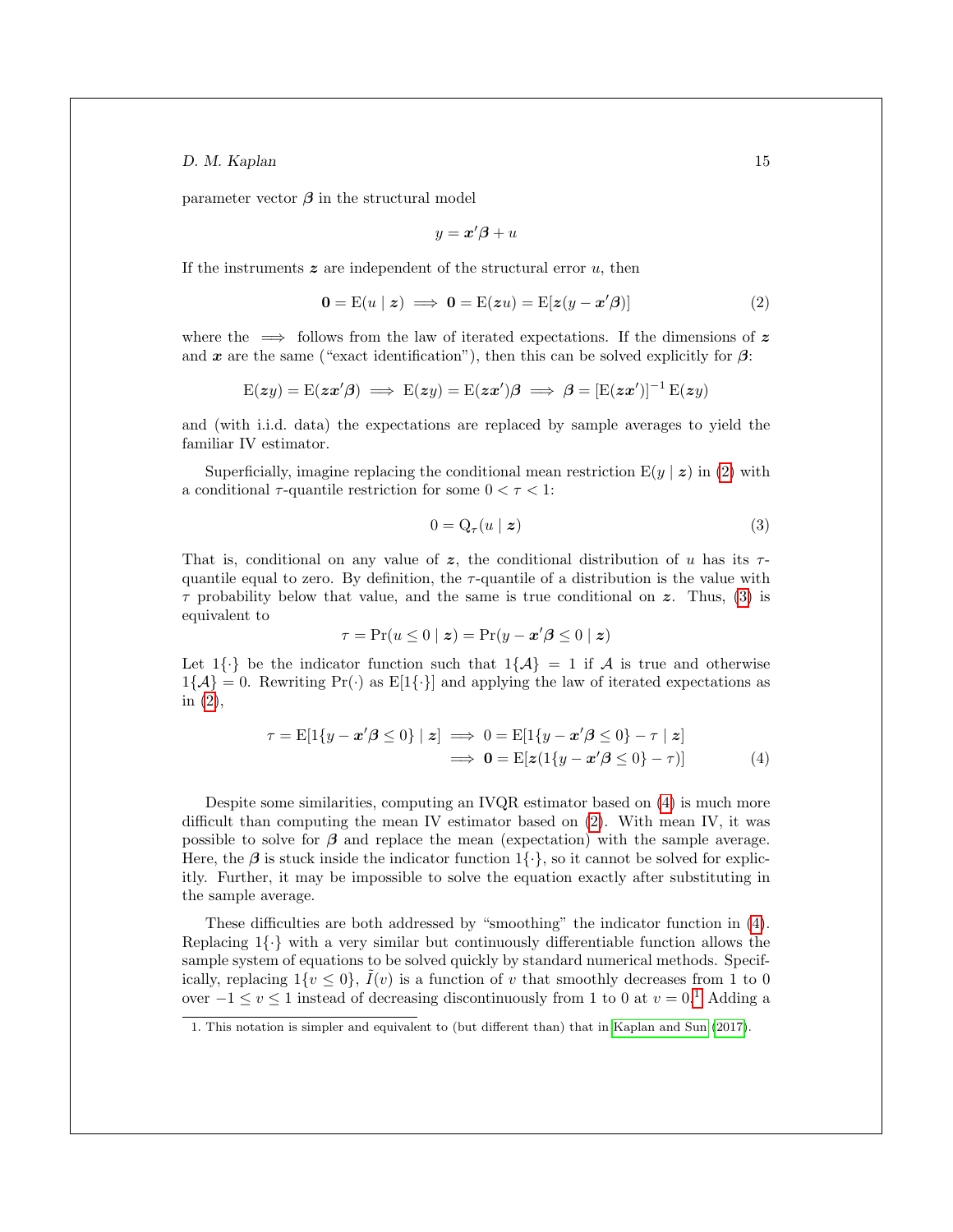parameter vector $\boldsymbol{\beta}$ in the structural model

$$y = \boldsymbol{x}'\boldsymbol{\beta} + u$$

If the instruments $\boldsymbol{z}$ are independent of the structural error $u$, then

$$\mathbf{0} = \mathrm{E}(u \mid \boldsymbol{z}) \implies \mathbf{0} = \mathrm{E}(\boldsymbol{z}u) = \mathrm{E}[\boldsymbol{z}(y - \boldsymbol{x}'\boldsymbol{\beta})] \tag{2}$$

where the $\implies$ follows from the law of iterated expectations. If the dimensions of $\boldsymbol{z}$ and $\boldsymbol{x}$ are the same ("exact identification"), then this can be solved explicitly for $\boldsymbol{\beta}$:

$$\mathrm{E}(\boldsymbol{z}y) = \mathrm{E}(\boldsymbol{z}\boldsymbol{x}'\boldsymbol{\beta}) \implies \mathrm{E}(\boldsymbol{z}y) = \mathrm{E}(\boldsymbol{z}\boldsymbol{x}')\boldsymbol{\beta} \implies \boldsymbol{\beta} = [\mathrm{E}(\boldsymbol{z}\boldsymbol{x}')]^{-1}\,\mathrm{E}(\boldsymbol{z}y)$$

and (with i.i.d. data) the expectations are replaced by sample averages to yield the familiar IV estimator.

Superficially, imagine replacing the conditional mean restriction $\mathrm{E}(y \mid \boldsymbol{z})$ in (2) with a conditional $\tau$-quantile restriction for some $0 < \tau < 1$:

$$0 = \mathrm{Q}_\tau(u \mid \boldsymbol{z}) \tag{3}$$

That is, conditional on any value of $\boldsymbol{z}$, the conditional distribution of $u$ has its $\tau$-quantile equal to zero. By definition, the $\tau$-quantile of a distribution is the value with $\tau$ probability below that value, and the same is true conditional on $\boldsymbol{z}$. Thus, (3) is equivalent to

$$\tau = \Pr(u \le 0 \mid \boldsymbol{z}) = \Pr(y - \boldsymbol{x}'\boldsymbol{\beta} \le 0 \mid \boldsymbol{z})$$

Let $1\{\cdot\}$ be the indicator function such that $1\{\mathcal{A}\} = 1$ if $\mathcal{A}$ is true and otherwise $1\{\mathcal{A}\} = 0$. Rewriting $\Pr(\cdot)$ as $\mathrm{E}[1\{\cdot\}]$ and applying the law of iterated expectations as in (2),

$$\begin{aligned}
\tau = \mathrm{E}[1\{y - \boldsymbol{x}'\boldsymbol{\beta} \le 0\} \mid \boldsymbol{z}] &\implies 0 = \mathrm{E}[1\{y - \boldsymbol{x}'\boldsymbol{\beta} \le 0\} - \tau \mid \boldsymbol{z}] \\
&\implies \mathbf{0} = \mathrm{E}[\boldsymbol{z}(1\{y - \boldsymbol{x}'\boldsymbol{\beta} \le 0\} - \tau)]
\end{aligned} \tag{4}$$

Despite some similarities, computing an IVQR estimator based on (4) is much more difficult than computing the mean IV estimator based on (2). With mean IV, it was possible to solve for $\boldsymbol{\beta}$ and replace the mean (expectation) with the sample average. Here, the $\boldsymbol{\beta}$ is stuck inside the indicator function $1\{\cdot\}$, so it cannot be solved for explicitly. Further, it may be impossible to solve the equation exactly after substituting in the sample average.

These difficulties are both addressed by "smoothing" the indicator function in (4). Replacing $1\{\cdot\}$ with a very similar but continuously differentiable function allows the sample system of equations to be solved quickly by standard numerical methods. Specifically, replacing $1\{v \le 0\}$, $\tilde{I}(v)$ is a function of $v$ that smoothly decreases from 1 to 0 over $-1 \le v \le 1$ instead of decreasing discontinuously from 1 to 0 at $v = 0$.[1] Adding a

1. This notation is simpler and equivalent to (but different than) that in Kaplan and Sun (2017).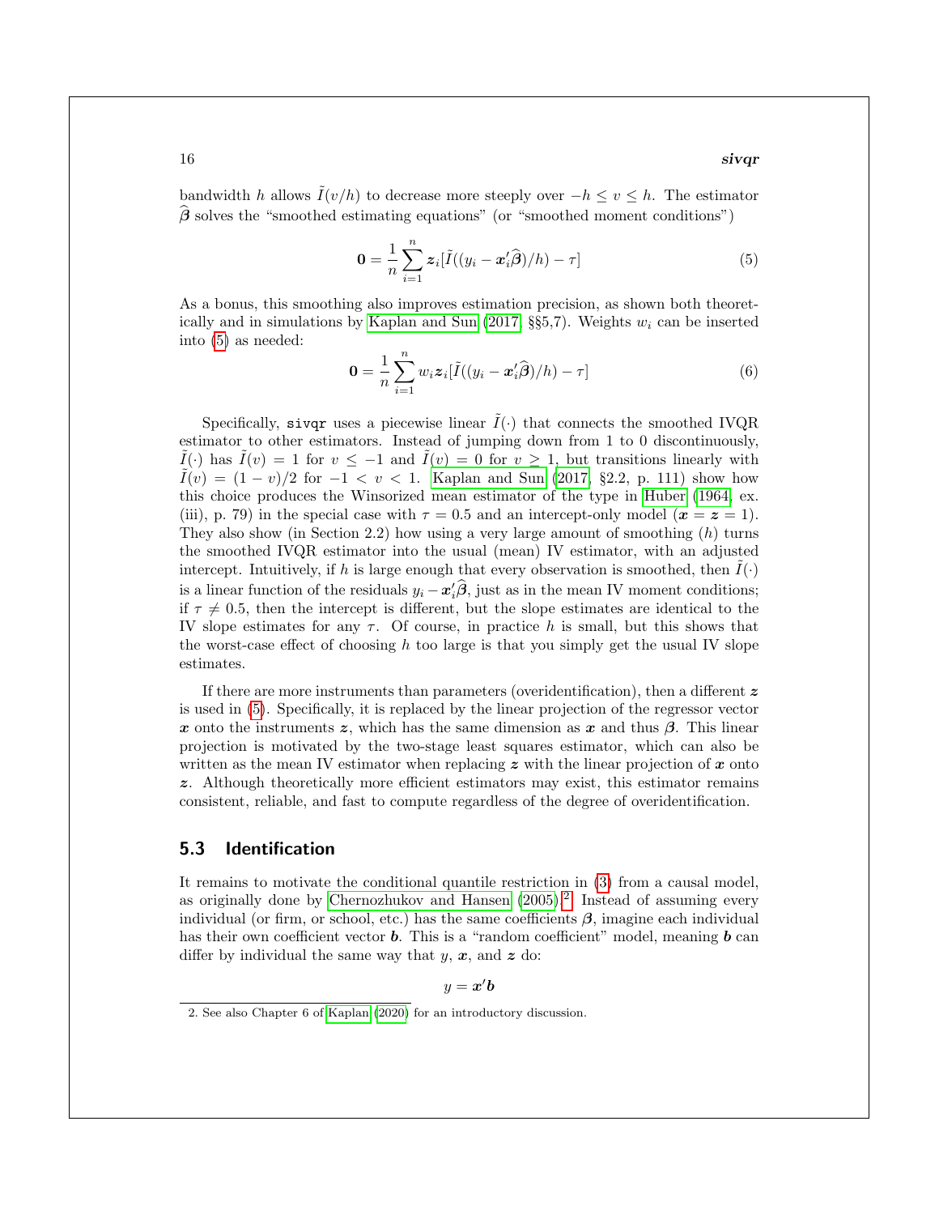bandwidth $h$ allows $\tilde{I}(v/h)$ to decrease more steeply over $-h \leq v \leq h$. The estimator $\widehat{\boldsymbol{\beta}}$ solves the "smoothed estimating equations" (or "smoothed moment conditions")

$$\mathbf{0} = \frac{1}{n}\sum_{i=1}^{n} \boldsymbol{z}_i[\tilde{I}((y_i - \boldsymbol{x}_i'\widehat{\boldsymbol{\beta}})/h) - \tau] \tag{5}$$

As a bonus, this smoothing also improves estimation precision, as shown both theoretically and in simulations by Kaplan and Sun (2017, §§5,7). Weights $w_i$ can be inserted into (5) as needed:

$$\mathbf{0} = \frac{1}{n}\sum_{i=1}^{n} w_i\boldsymbol{z}_i[\tilde{I}((y_i - \boldsymbol{x}_i'\widehat{\boldsymbol{\beta}})/h) - \tau] \tag{6}$$

Specifically, `sivqr` uses a piecewise linear $\tilde{I}(\cdot)$ that connects the smoothed IVQR estimator to other estimators. Instead of jumping down from 1 to 0 discontinuously, $\tilde{I}(\cdot)$ has $\tilde{I}(v) = 1$ for $v \leq -1$ and $\tilde{I}(v) = 0$ for $v \geq 1$, but transitions linearly with $\tilde{I}(v) = (1-v)/2$ for $-1 < v < 1$. Kaplan and Sun (2017, §2.2, p. 111) show how this choice produces the Winsorized mean estimator of the type in Huber (1964, ex. (iii), p. 79) in the special case with $\tau = 0.5$ and an intercept-only model ($\boldsymbol{x} = \boldsymbol{z} = 1$). They also show (in Section 2.2) how using a very large amount of smoothing ($h$) turns the smoothed IVQR estimator into the usual (mean) IV estimator, with an adjusted intercept. Intuitively, if $h$ is large enough that every observation is smoothed, then $\tilde{I}(\cdot)$ is a linear function of the residuals $y_i - \boldsymbol{x}_i'\widehat{\boldsymbol{\beta}}$, just as in the mean IV moment conditions; if $\tau \neq 0.5$, then the intercept is different, but the slope estimates are identical to the IV slope estimates for any $\tau$. Of course, in practice $h$ is small, but this shows that the worst-case effect of choosing $h$ too large is that you simply get the usual IV slope estimates.

If there are more instruments than parameters (overidentification), then a different $\boldsymbol{z}$ is used in (5). Specifically, it is replaced by the linear projection of the regressor vector $\boldsymbol{x}$ onto the instruments $\boldsymbol{z}$, which has the same dimension as $\boldsymbol{x}$ and thus $\boldsymbol{\beta}$. This linear projection is motivated by the two-stage least squares estimator, which can also be written as the mean IV estimator when replacing $\boldsymbol{z}$ with the linear projection of $\boldsymbol{x}$ onto $\boldsymbol{z}$. Although theoretically more efficient estimators may exist, this estimator remains consistent, reliable, and fast to compute regardless of the degree of overidentification.

## 5.3 Identification

It remains to motivate the conditional quantile restriction in (3) from a causal model, as originally done by Chernozhukov and Hansen (2005).[2] Instead of assuming every individual (or firm, or school, etc.) has the same coefficients $\boldsymbol{\beta}$, imagine each individual has their own coefficient vector $\boldsymbol{b}$. This is a "random coefficient" model, meaning $\boldsymbol{b}$ can differ by individual the same way that $y$, $\boldsymbol{x}$, and $\boldsymbol{z}$ do:

$$y = \boldsymbol{x}'\boldsymbol{b}$$

2. See also Chapter 6 of Kaplan (2020) for an introductory discussion.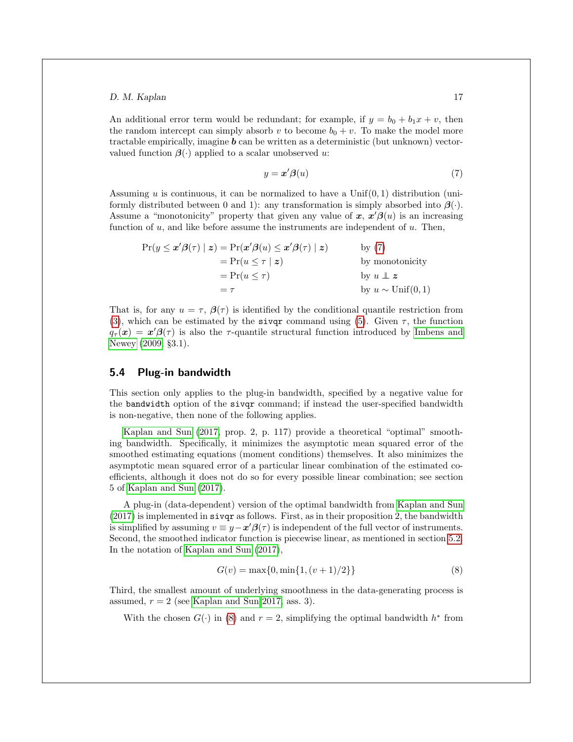An additional error term would be redundant; for example, if $y = b_0 + b_1 x + v$, then the random intercept can simply absorb $v$ to become $b_0 + v$. To make the model more tractable empirically, imagine $\boldsymbol{b}$ can be written as a deterministic (but unknown) vector-valued function $\boldsymbol{\beta}(\cdot)$ applied to a scalar unobserved $u$:

$$y = \boldsymbol{x}'\boldsymbol{\beta}(u) \tag{7}$$

Assuming $u$ is continuous, it can be normalized to have a $\text{Unif}(0,1)$ distribution (uniformly distributed between 0 and 1): any transformation is simply absorbed into $\boldsymbol{\beta}(\cdot)$. Assume a "monotonicity" property that given any value of $\boldsymbol{x}$, $\boldsymbol{x}'\boldsymbol{\beta}(u)$ is an increasing function of $u$, and like before assume the instruments are independent of $u$. Then,

$$\begin{aligned}
\Pr(y \le \boldsymbol{x}'\boldsymbol{\beta}(\tau) \mid \boldsymbol{z}) &= \Pr(\boldsymbol{x}'\boldsymbol{\beta}(u) \le \boldsymbol{x}'\boldsymbol{\beta}(\tau) \mid \boldsymbol{z}) && \text{by (7)} \\
&= \Pr(u \le \tau \mid \boldsymbol{z}) && \text{by monotonicity} \\
&= \Pr(u \le \tau) && \text{by } u \perp\!\!\!\perp \boldsymbol{z} \\
&= \tau && \text{by } u \sim \text{Unif}(0,1)
\end{aligned}$$

That is, for any $u = \tau$, $\boldsymbol{\beta}(\tau)$ is identified by the conditional quantile restriction from (3), which can be estimated by the sivqr command using (5). Given $\tau$, the function $q_\tau(\boldsymbol{x}) = \boldsymbol{x}'\boldsymbol{\beta}(\tau)$ is also the $\tau$-quantile structural function introduced by Imbens and Newey (2009, §3.1).

## 5.4 Plug-in bandwidth

This section only applies to the plug-in bandwidth, specified by a negative value for the `bandwidth` option of the `sivqr` command; if instead the user-specified bandwidth is non-negative, then none of the following applies.

Kaplan and Sun (2017, prop. 2, p. 117) provide a theoretical "optimal" smoothing bandwidth. Specifically, it minimizes the asymptotic mean squared error of the smoothed estimating equations (moment conditions) themselves. It also minimizes the asymptotic mean squared error of a particular linear combination of the estimated coefficients, although it does not do so for every possible linear combination; see section 5 of Kaplan and Sun (2017).

A plug-in (data-dependent) version of the optimal bandwidth from Kaplan and Sun (2017) is implemented in `sivqr` as follows. First, as in their proposition 2, the bandwidth is simplified by assuming $v \equiv y - \boldsymbol{x}'\boldsymbol{\beta}(\tau)$ is independent of the full vector of instruments. Second, the smoothed indicator function is piecewise linear, as mentioned in section 5.2. In the notation of Kaplan and Sun (2017),

$$G(v) = \max\{0, \min\{1, (v+1)/2\}\} \tag{8}$$

Third, the smallest amount of underlying smoothness in the data-generating process is assumed, $r = 2$ (see Kaplan and Sun 2017, ass. 3).

With the chosen $G(\cdot)$ in (8) and $r = 2$, simplifying the optimal bandwidth $h^*$ from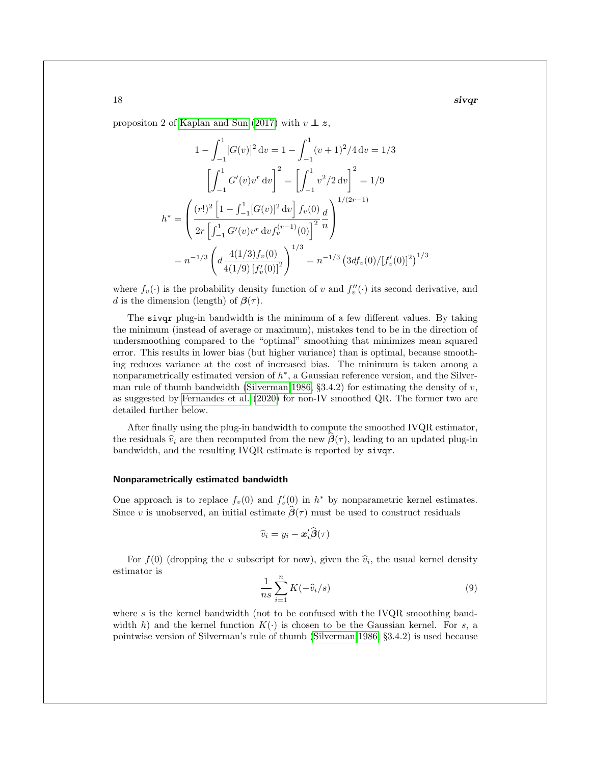propositon 2 of Kaplan and Sun (2017) with $v \perp\!\!\!\perp \boldsymbol{z}$,

$$
\begin{aligned}
1 - \int_{-1}^{1} [G(v)]^2 \, \mathrm{d}v &= 1 - \int_{-1}^{1} (v+1)^2/4 \, \mathrm{d}v = 1/3 \\
\left[ \int_{-1}^{1} G'(v) v^r \, \mathrm{d}v \right]^2 &= \left[ \int_{-1}^{1} v^2/2 \, \mathrm{d}v \right]^2 = 1/9 \\
h^* &= \left( \frac{(r!)^2 \left[ 1 - \int_{-1}^{1} [G(v)]^2 \, \mathrm{d}v \right] f_v(0)}{2r \left[ \int_{-1}^{1} G'(v) v^r \, \mathrm{d}v f_v^{(r-1)}(0) \right]^2} \frac{d}{n} \right)^{1/(2r-1)} \\
&= n^{-1/3} \left( d \frac{4(1/3) f_v(0)}{4(1/9) \left[ f_v'(0) \right]^2} \right)^{1/3} = n^{-1/3} \left( 3 d f_v(0) / [f_v'(0)]^2 \right)^{1/3}
\end{aligned}
$$

where $f_v(\cdot)$ is the probability density function of $v$ and $f_v''(\cdot)$ its second derivative, and $d$ is the dimension (length) of $\boldsymbol{\beta}(\tau)$.

The `sivqr` plug-in bandwidth is the minimum of a few different values. By taking the minimum (instead of average or maximum), mistakes tend to be in the direction of undersmoothing compared to the "optimal" smoothing that minimizes mean squared error. This results in lower bias (but higher variance) than is optimal, because smoothing reduces variance at the cost of increased bias. The minimum is taken among a nonparametrically estimated version of $h^*$, a Gaussian reference version, and the Silverman rule of thumb bandwidth (Silverman 1986, §3.4.2) for estimating the density of $v$, as suggested by Fernandes et al. (2020) for non-IV smoothed QR. The former two are detailed further below.

After finally using the plug-in bandwidth to compute the smoothed IVQR estimator, the residuals $\widehat{v}_i$ are then recomputed from the new $\widehat{\boldsymbol{\beta}}(\tau)$, leading to an updated plug-in bandwidth, and the resulting IVQR estimate is reported by `sivqr`.

### Nonparametrically estimated bandwidth

One approach is to replace $f_v(0)$ and $f_v'(0)$ in $h^*$ by nonparametric kernel estimates. Since $v$ is unobserved, an initial estimate $\widehat{\boldsymbol{\beta}}(\tau)$ must be used to construct residuals

$$
\widehat{v}_i = y_i - \boldsymbol{x}_i' \widehat{\boldsymbol{\beta}}(\tau)
$$

For $f(0)$ (dropping the $v$ subscript for now), given the $\widehat{v}_i$, the usual kernel density estimator is

$$
\frac{1}{ns} \sum_{i=1}^{n} K(-\widehat{v}_i / s) \tag{9}
$$

where $s$ is the kernel bandwidth (not to be confused with the IVQR smoothing bandwidth $h$) and the kernel function $K(\cdot)$ is chosen to be the Gaussian kernel. For $s$, a pointwise version of Silverman's rule of thumb (Silverman 1986, §3.4.2) is used because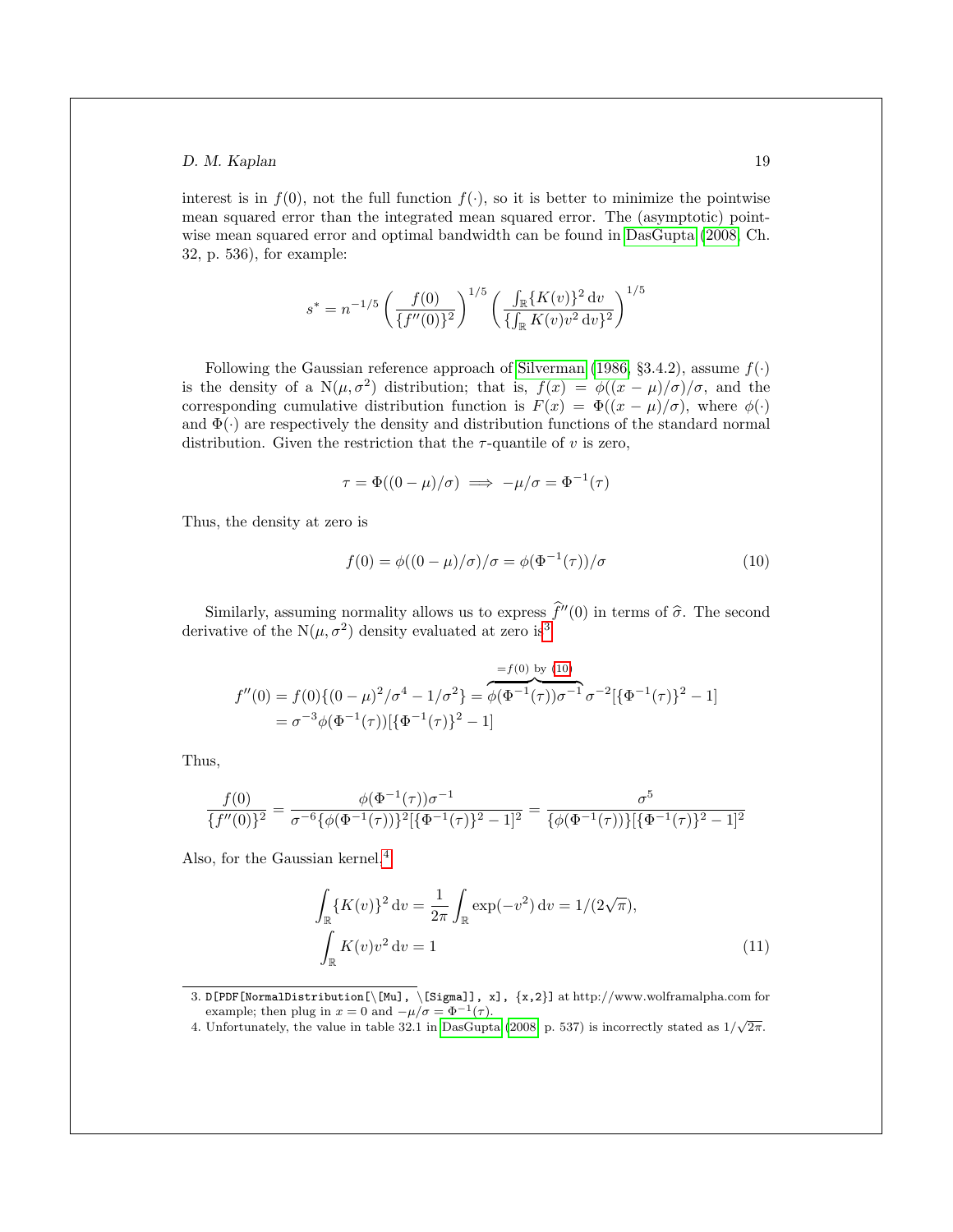interest is in $f(0)$, not the full function $f(\cdot)$, so it is better to minimize the pointwise mean squared error than the integrated mean squared error. The (asymptotic) pointwise mean squared error and optimal bandwidth can be found in DasGupta (2008, Ch. 32, p. 536), for example:

$$s^* = n^{-1/5}\left(\frac{f(0)}{\{f''(0)\}^2}\right)^{1/5}\left(\frac{\int_{\mathbb{R}}\{K(v)\}^2\,\mathrm{d}v}{\{\int_{\mathbb{R}}K(v)v^2\,\mathrm{d}v\}^2}\right)^{1/5}$$

Following the Gaussian reference approach of Silverman (1986, §3.4.2), assume $f(\cdot)$ is the density of a $\mathrm{N}(\mu,\sigma^2)$ distribution; that is, $f(x) = \phi((x-\mu)/\sigma)/\sigma$, and the corresponding cumulative distribution function is $F(x) = \Phi((x-\mu)/\sigma)$, where $\phi(\cdot)$ and $\Phi(\cdot)$ are respectively the density and distribution functions of the standard normal distribution. Given the restriction that the $\tau$-quantile of $v$ is zero,

$$\tau = \Phi((0-\mu)/\sigma) \implies -\mu/\sigma = \Phi^{-1}(\tau)$$

Thus, the density at zero is

$$f(0) = \phi((0-\mu)/\sigma)/\sigma = \phi(\Phi^{-1}(\tau))/\sigma \tag{10}$$

Similarly, assuming normality allows us to express $\widehat{f}''(0)$ in terms of $\widehat{\sigma}$. The second derivative of the $\mathrm{N}(\mu,\sigma^2)$ density evaluated at zero is[3]

$$\begin{aligned}
f''(0) &= f(0)\{(0-\mu)^2/\sigma^4 - 1/\sigma^2\} = \overbrace{\phi(\Phi^{-1}(\tau))\sigma^{-1}}^{=f(0) \text{ by } (10)}\sigma^{-2}[\{\Phi^{-1}(\tau)\}^2 - 1] \\
&= \sigma^{-3}\phi(\Phi^{-1}(\tau))[\{\Phi^{-1}(\tau)\}^2 - 1]
\end{aligned}$$

Thus,

$$\frac{f(0)}{\{f''(0)\}^2} = \frac{\phi(\Phi^{-1}(\tau))\sigma^{-1}}{\sigma^{-6}\{\phi(\Phi^{-1}(\tau))\}^2[\{\Phi^{-1}(\tau)\}^2-1]^2} = \frac{\sigma^5}{\{\phi(\Phi^{-1}(\tau))\}[\{\Phi^{-1}(\tau)\}^2-1]^2}$$

Also, for the Gaussian kernel,[4]

$$\begin{aligned}
\int_{\mathbb{R}}\{K(v)\}^2\,\mathrm{d}v &= \frac{1}{2\pi}\int_{\mathbb{R}}\exp(-v^2)\,\mathrm{d}v = 1/(2\sqrt{\pi}), \\
\int_{\mathbb{R}}K(v)v^2\,\mathrm{d}v &= 1
\end{aligned} \tag{11}$$

3. `D[PDF[NormalDistribution[\[Mu], \[Sigma]], x], {x,2}]` at http://www.wolframalpha.com for example; then plug in $x = 0$ and $-\mu/\sigma = \Phi^{-1}(\tau)$.

4. Unfortunately, the value in table 32.1 in DasGupta (2008, p. 537) is incorrectly stated as $1/\sqrt{2\pi}$.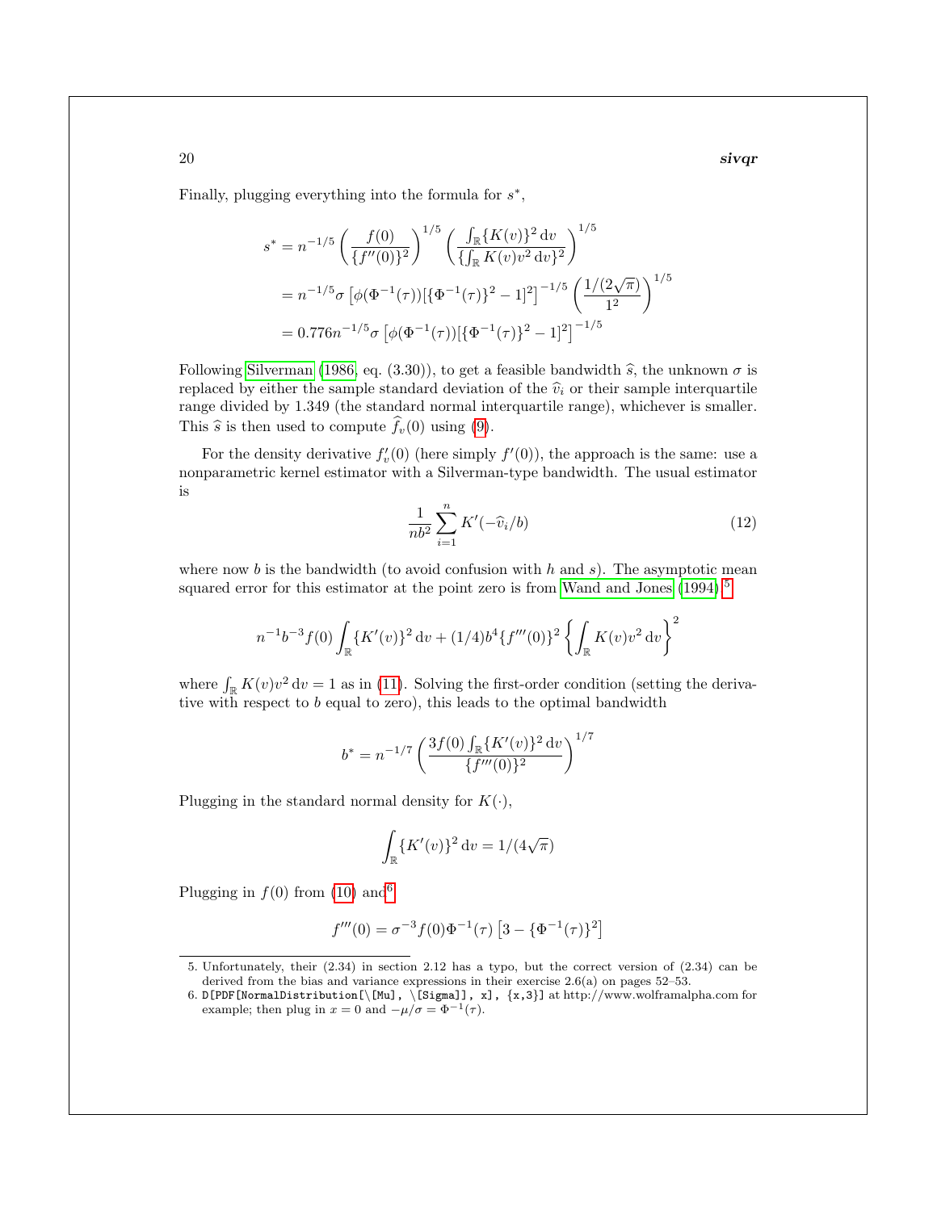Finally, plugging everything into the formula for $s^*$,

$$
\begin{aligned}
s^* &= n^{-1/5} \left( \frac{f(0)}{\{f''(0)\}^2} \right)^{1/5} \left( \frac{\int_{\mathbb{R}} \{K(v)\}^2 \, \mathrm{d}v}{\{\int_{\mathbb{R}} K(v) v^2 \, \mathrm{d}v\}^2} \right)^{1/5} \\
&= n^{-1/5} \sigma \left[ \phi(\Phi^{-1}(\tau)) [\{\Phi^{-1}(\tau)\}^2 - 1]^2 \right]^{-1/5} \left( \frac{1/(2\sqrt{\pi})}{1^2} \right)^{1/5} \\
&= 0.776 n^{-1/5} \sigma \left[ \phi(\Phi^{-1}(\tau)) [\{\Phi^{-1}(\tau)\}^2 - 1]^2 \right]^{-1/5}
\end{aligned}
$$

Following Silverman (1986, eq. (3.30)), to get a feasible bandwidth $\widehat{s}$, the unknown $\sigma$ is replaced by either the sample standard deviation of the $\widehat{v}_i$ or their sample interquartile range divided by 1.349 (the standard normal interquartile range), whichever is smaller. This $\widehat{s}$ is then used to compute $\widehat{f}_v(0)$ using (9).

For the density derivative $f_v'(0)$ (here simply $f'(0)$), the approach is the same: use a nonparametric kernel estimator with a Silverman-type bandwidth. The usual estimator is

$$
\frac{1}{nb^2} \sum_{i=1}^{n} K'(-\widehat{v}_i/b) \tag{12}
$$

where now $b$ is the bandwidth (to avoid confusion with $h$ and $s$). The asymptotic mean squared error for this estimator at the point zero is from Wand and Jones (1994),[5]

$$
n^{-1} b^{-3} f(0) \int_{\mathbb{R}} \{K'(v)\}^2 \, \mathrm{d}v + (1/4) b^4 \{f'''(0)\}^2 \left\{ \int_{\mathbb{R}} K(v) v^2 \, \mathrm{d}v \right\}^2
$$

where $\int_{\mathbb{R}} K(v) v^2 \, \mathrm{d}v = 1$ as in (11). Solving the first-order condition (setting the derivative with respect to $b$ equal to zero), this leads to the optimal bandwidth

$$
b^* = n^{-1/7} \left( \frac{3 f(0) \int_{\mathbb{R}} \{K'(v)\}^2 \, \mathrm{d}v}{\{f'''(0)\}^2} \right)^{1/7}
$$

Plugging in the standard normal density for $K(\cdot)$,

$$
\int_{\mathbb{R}} \{K'(v)\}^2 \, \mathrm{d}v = 1/(4\sqrt{\pi})
$$

Plugging in $f(0)$ from (10) and[6]

$$
f'''(0) = \sigma^{-3} f(0) \Phi^{-1}(\tau) \left[ 3 - \{\Phi^{-1}(\tau)\}^2 \right]
$$

---

5. Unfortunately, their (2.34) in section 2.12 has a typo, but the correct version of (2.34) can be derived from the bias and variance expressions in their exercise 2.6(a) on pages 52–53.

6. `D[PDF[NormalDistribution[\[Mu], \[Sigma]], x], {x,3}]` at http://www.wolframalpha.com for example; then plug in $x = 0$ and $-\mu/\sigma = \Phi^{-1}(\tau)$.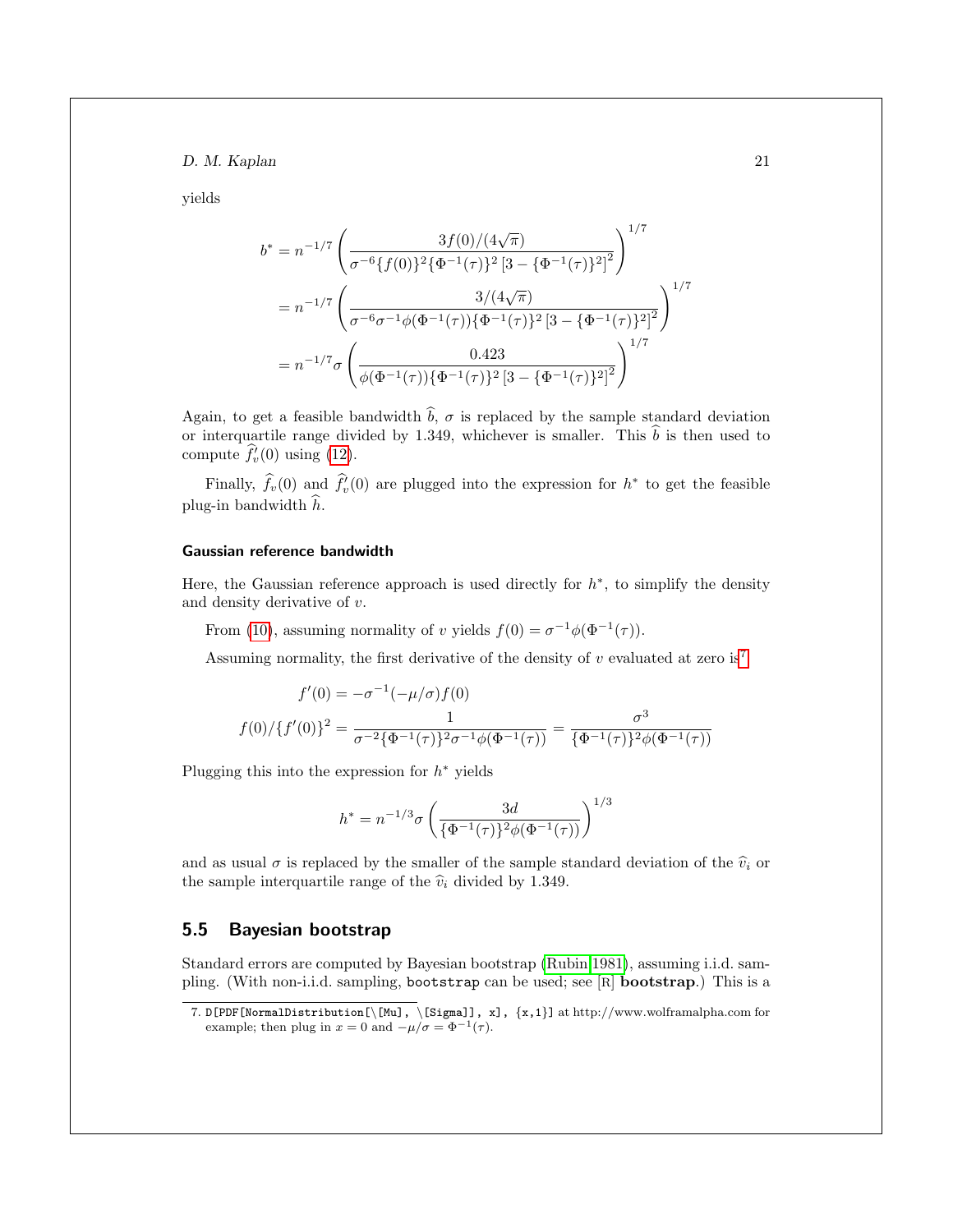yields

$$
\begin{aligned}
b^* &= n^{-1/7} \left( \frac{3f(0)/(4\sqrt{\pi})}{\sigma^{-6}\{f(0)\}^2 \{\Phi^{-1}(\tau)\}^2 \left[3 - \{\Phi^{-1}(\tau)\}^2\right]^2} \right)^{1/7} \\
&= n^{-1/7} \left( \frac{3/(4\sqrt{\pi})}{\sigma^{-6}\sigma^{-1}\phi(\Phi^{-1}(\tau)) \{\Phi^{-1}(\tau)\}^2 \left[3 - \{\Phi^{-1}(\tau)\}^2\right]^2} \right)^{1/7} \\
&= n^{-1/7}\sigma \left( \frac{0.423}{\phi(\Phi^{-1}(\tau)) \{\Phi^{-1}(\tau)\}^2 \left[3 - \{\Phi^{-1}(\tau)\}^2\right]^2} \right)^{1/7}
\end{aligned}
$$

Again, to get a feasible bandwidth $\widehat{b}$, $\sigma$ is replaced by the sample standard deviation or interquartile range divided by 1.349, whichever is smaller. This $\widehat{b}$ is then used to compute $\widehat{f}_v'(0)$ using (12).

Finally, $\widehat{f}_v(0)$ and $\widehat{f}_v'(0)$ are plugged into the expression for $h^*$ to get the feasible plug-in bandwidth $\widehat{h}$.

### Gaussian reference bandwidth

Here, the Gaussian reference approach is used directly for $h^*$, to simplify the density and density derivative of $v$.

From (10), assuming normality of $v$ yields $f(0) = \sigma^{-1}\phi(\Phi^{-1}(\tau))$.

Assuming normality, the first derivative of the density of $v$ evaluated at zero is[7]

$$
\begin{aligned}
f'(0) &= -\sigma^{-1}(-\mu/\sigma) f(0) \\
f(0)/\{f'(0)\}^2 &= \frac{1}{\sigma^{-2}\{\Phi^{-1}(\tau)\}^2 \sigma^{-1}\phi(\Phi^{-1}(\tau))} = \frac{\sigma^3}{\{\Phi^{-1}(\tau)\}^2 \phi(\Phi^{-1}(\tau))}
\end{aligned}
$$

Plugging this into the expression for $h^*$ yields

$$
h^* = n^{-1/3}\sigma \left( \frac{3d}{\{\Phi^{-1}(\tau)\}^2 \phi(\Phi^{-1}(\tau))} \right)^{1/3}
$$

and as usual $\sigma$ is replaced by the smaller of the sample standard deviation of the $\widehat{v}_i$ or the sample interquartile range of the $\widehat{v}_i$ divided by 1.349.

## 5.5 Bayesian bootstrap

Standard errors are computed by Bayesian bootstrap (Rubin 1981), assuming i.i.d. sampling. (With non-i.i.d. sampling, `bootstrap` can be used; see [R] **bootstrap**.) This is a

7. `D[PDF[NormalDistribution[\[Mu], \[Sigma]], x], {x,1}]` at http://www.wolframalpha.com for example; then plug in $x = 0$ and $-\mu/\sigma = \Phi^{-1}(\tau)$.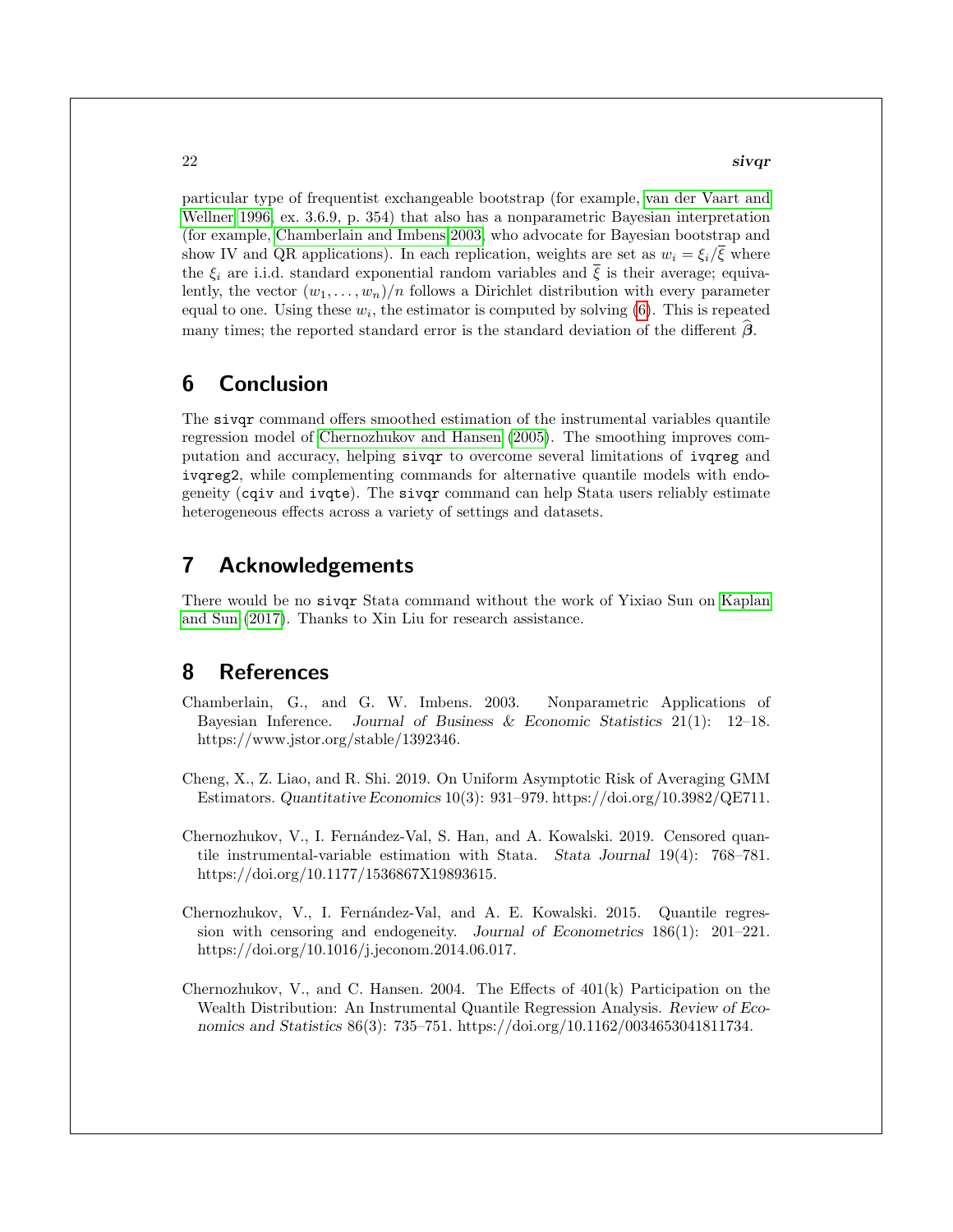particular type of frequentist exchangeable bootstrap (for example, van der Vaart and Wellner 1996, ex. 3.6.9, p. 354) that also has a nonparametric Bayesian interpretation (for example, Chamberlain and Imbens 2003, who advocate for Bayesian bootstrap and show IV and QR applications). In each replication, weights are set as $w_i = \xi_i/\overline{\xi}$ where the $\xi_i$ are i.i.d. standard exponential random variables and $\overline{\xi}$ is their average; equivalently, the vector $(w_1, \ldots, w_n)/n$ follows a Dirichlet distribution with every parameter equal to one. Using these $w_i$, the estimator is computed by solving (6). This is repeated many times; the reported standard error is the standard deviation of the different $\widehat{\boldsymbol{\beta}}$.

## 6 Conclusion

The `sivqr` command offers smoothed estimation of the instrumental variables quantile regression model of Chernozhukov and Hansen (2005). The smoothing improves computation and accuracy, helping `sivqr` to overcome several limitations of `ivqreg` and `ivqreg2`, while complementing commands for alternative quantile models with endogeneity (`cqiv` and `ivqte`). The `sivqr` command can help Stata users reliably estimate heterogeneous effects across a variety of settings and datasets.

## 7 Acknowledgements

There would be no `sivqr` Stata command without the work of Yixiao Sun on Kaplan and Sun (2017). Thanks to Xin Liu for research assistance.

## 8 References

Chamberlain, G., and G. W. Imbens. 2003. Nonparametric Applications of Bayesian Inference. *Journal of Business & Economic Statistics* 21(1): 12–18. https://www.jstor.org/stable/1392346.

Cheng, X., Z. Liao, and R. Shi. 2019. On Uniform Asymptotic Risk of Averaging GMM Estimators. *Quantitative Economics* 10(3): 931–979. https://doi.org/10.3982/QE711.

Chernozhukov, V., I. Fernández-Val, S. Han, and A. Kowalski. 2019. Censored quantile instrumental-variable estimation with Stata. *Stata Journal* 19(4): 768–781. https://doi.org/10.1177/1536867X19893615.

Chernozhukov, V., I. Fernández-Val, and A. E. Kowalski. 2015. Quantile regression with censoring and endogeneity. *Journal of Econometrics* 186(1): 201–221. https://doi.org/10.1016/j.jeconom.2014.06.017.

Chernozhukov, V., and C. Hansen. 2004. The Effects of 401(k) Participation on the Wealth Distribution: An Instrumental Quantile Regression Analysis. *Review of Economics and Statistics* 86(3): 735–751. https://doi.org/10.1162/0034653041811734.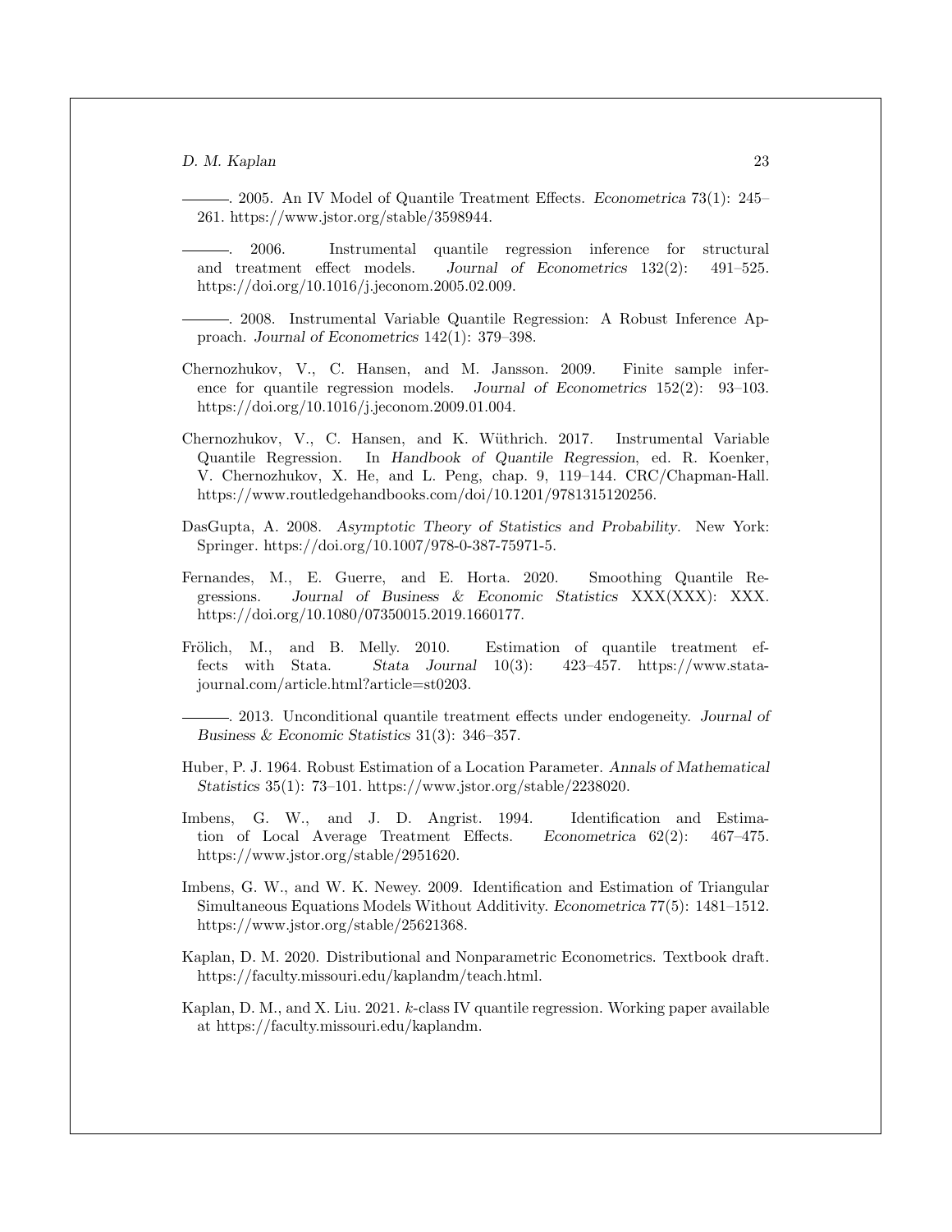———. 2005. An IV Model of Quantile Treatment Effects. *Econometrica* 73(1): 245–261. https://www.jstor.org/stable/3598944.

———. 2006. Instrumental quantile regression inference for structural and treatment effect models. *Journal of Econometrics* 132(2): 491–525. https://doi.org/10.1016/j.jeconom.2005.02.009.

———. 2008. Instrumental Variable Quantile Regression: A Robust Inference Approach. *Journal of Econometrics* 142(1): 379–398.

Chernozhukov, V., C. Hansen, and M. Jansson. 2009. Finite sample inference for quantile regression models. *Journal of Econometrics* 152(2): 93–103. https://doi.org/10.1016/j.jeconom.2009.01.004.

Chernozhukov, V., C. Hansen, and K. Wüthrich. 2017. Instrumental Variable Quantile Regression. In *Handbook of Quantile Regression*, ed. R. Koenker, V. Chernozhukov, X. He, and L. Peng, chap. 9, 119–144. CRC/Chapman-Hall. https://www.routledgehandbooks.com/doi/10.1201/9781315120256.

DasGupta, A. 2008. *Asymptotic Theory of Statistics and Probability*. New York: Springer. https://doi.org/10.1007/978-0-387-75971-5.

Fernandes, M., E. Guerre, and E. Horta. 2020. Smoothing Quantile Regressions. *Journal of Business & Economic Statistics* XXX(XXX): XXX. https://doi.org/10.1080/07350015.2019.1660177.

Frölich, M., and B. Melly. 2010. Estimation of quantile treatment effects with Stata. *Stata Journal* 10(3): 423–457. https://www.stata-journal.com/article.html?article=st0203.

———. 2013. Unconditional quantile treatment effects under endogeneity. *Journal of Business & Economic Statistics* 31(3): 346–357.

Huber, P. J. 1964. Robust Estimation of a Location Parameter. *Annals of Mathematical Statistics* 35(1): 73–101. https://www.jstor.org/stable/2238020.

Imbens, G. W., and J. D. Angrist. 1994. Identification and Estimation of Local Average Treatment Effects. *Econometrica* 62(2): 467–475. https://www.jstor.org/stable/2951620.

Imbens, G. W., and W. K. Newey. 2009. Identification and Estimation of Triangular Simultaneous Equations Models Without Additivity. *Econometrica* 77(5): 1481–1512. https://www.jstor.org/stable/25621368.

Kaplan, D. M. 2020. Distributional and Nonparametric Econometrics. Textbook draft. https://faculty.missouri.edu/kaplandm/teach.html.

Kaplan, D. M., and X. Liu. 2021. $k$-class IV quantile regression. Working paper available at https://faculty.missouri.edu/kaplandm.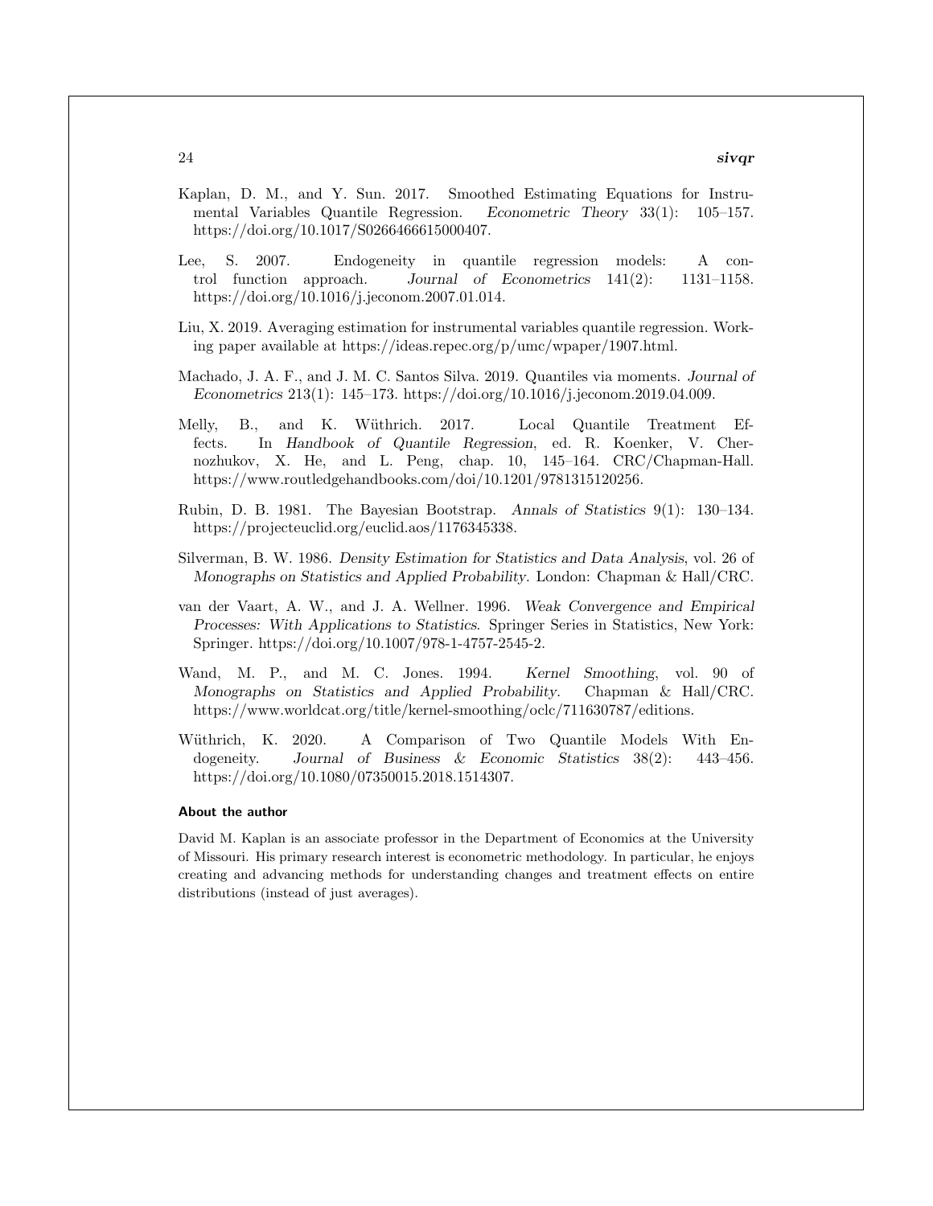Kaplan, D. M., and Y. Sun. 2017. Smoothed Estimating Equations for Instrumental Variables Quantile Regression. *Econometric Theory* 33(1): 105–157. https://doi.org/10.1017/S0266466615000407.

Lee, S. 2007. Endogeneity in quantile regression models: A control function approach. *Journal of Econometrics* 141(2): 1131–1158. https://doi.org/10.1016/j.jeconom.2007.01.014.

Liu, X. 2019. Averaging estimation for instrumental variables quantile regression. Working paper available at https://ideas.repec.org/p/umc/wpaper/1907.html.

Machado, J. A. F., and J. M. C. Santos Silva. 2019. Quantiles via moments. *Journal of Econometrics* 213(1): 145–173. https://doi.org/10.1016/j.jeconom.2019.04.009.

Melly, B., and K. Wüthrich. 2017. Local Quantile Treatment Effects. In *Handbook of Quantile Regression*, ed. R. Koenker, V. Chernozhukov, X. He, and L. Peng, chap. 10, 145–164. CRC/Chapman-Hall. https://www.routledgehandbooks.com/doi/10.1201/9781315120256.

Rubin, D. B. 1981. The Bayesian Bootstrap. *Annals of Statistics* 9(1): 130–134. https://projecteuclid.org/euclid.aos/1176345338.

Silverman, B. W. 1986. *Density Estimation for Statistics and Data Analysis*, vol. 26 of *Monographs on Statistics and Applied Probability*. London: Chapman & Hall/CRC.

van der Vaart, A. W., and J. A. Wellner. 1996. *Weak Convergence and Empirical Processes: With Applications to Statistics*. Springer Series in Statistics, New York: Springer. https://doi.org/10.1007/978-1-4757-2545-2.

Wand, M. P., and M. C. Jones. 1994. *Kernel Smoothing*, vol. 90 of *Monographs on Statistics and Applied Probability*. Chapman & Hall/CRC. https://www.worldcat.org/title/kernel-smoothing/oclc/711630787/editions.

Wüthrich, K. 2020. A Comparison of Two Quantile Models With Endogeneity. *Journal of Business & Economic Statistics* 38(2): 443–456. https://doi.org/10.1080/07350015.2018.1514307.

### About the author

David M. Kaplan is an associate professor in the Department of Economics at the University of Missouri. His primary research interest is econometric methodology. In particular, he enjoys creating and advancing methods for understanding changes and treatment effects on entire distributions (instead of just averages).